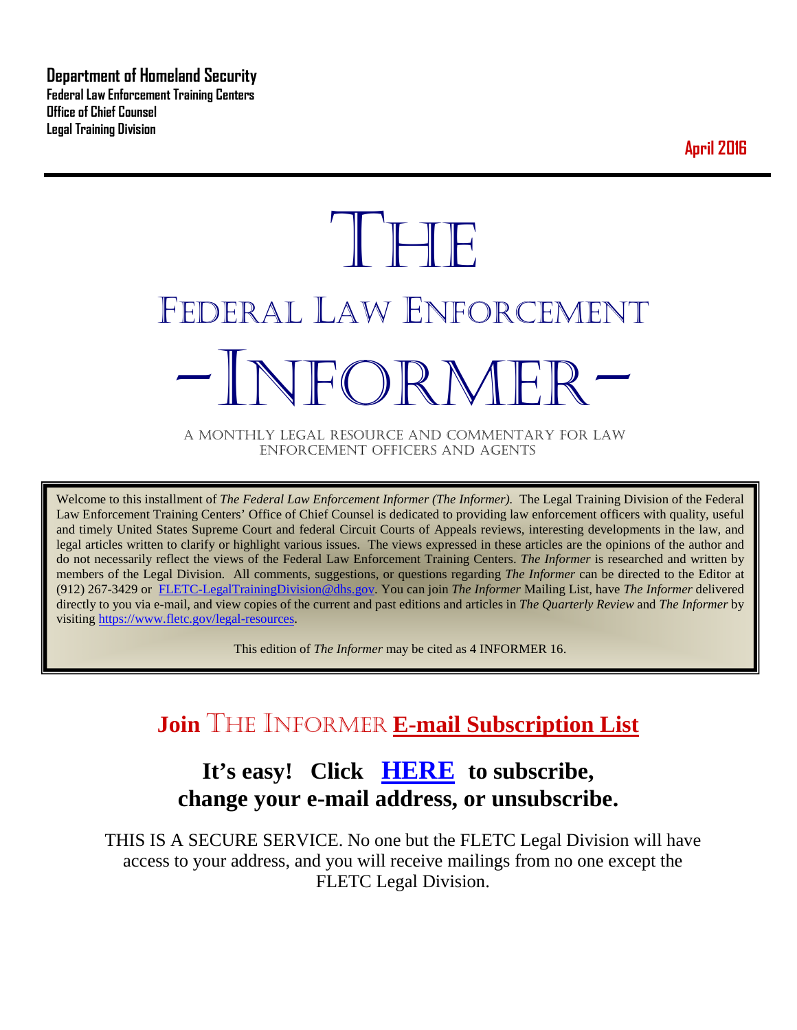**Department of Homeland Security**
**Federal Law Enforcement Training Centers**
**Office of Chief Counsel**
**Legal Training Division**

**April 2016**

# THE
# FEDERAL LAW ENFORCEMENT
# -INFORMER-

A MONTHLY LEGAL RESOURCE AND COMMENTARY FOR LAW ENFORCEMENT OFFICERS AND AGENTS

Welcome to this installment of *The Federal Law Enforcement Informer (The Informer).* The Legal Training Division of the Federal Law Enforcement Training Centers' Office of Chief Counsel is dedicated to providing law enforcement officers with quality, useful and timely United States Supreme Court and federal Circuit Courts of Appeals reviews, interesting developments in the law, and legal articles written to clarify or highlight various issues. The views expressed in these articles are the opinions of the author and do not necessarily reflect the views of the Federal Law Enforcement Training Centers. *The Informer* is researched and written by members of the Legal Division. All comments, suggestions, or questions regarding *The Informer* can be directed to the Editor at (912) 267-3429 or FLETC-LegalTrainingDivision@dhs.gov. You can join *The Informer* Mailing List, have *The Informer* delivered directly to you via e-mail, and view copies of the current and past editions and articles in *The Quarterly Review* and *The Informer* by visiting https://www.fletc.gov/legal-resources.

This edition of *The Informer* may be cited as 4 INFORMER 16.

## Join THE INFORMER E-mail Subscription List

### It's easy! Click HERE to subscribe, change your e-mail address, or unsubscribe.

THIS IS A SECURE SERVICE. No one but the FLETC Legal Division will have access to your address, and you will receive mailings from no one except the FLETC Legal Division.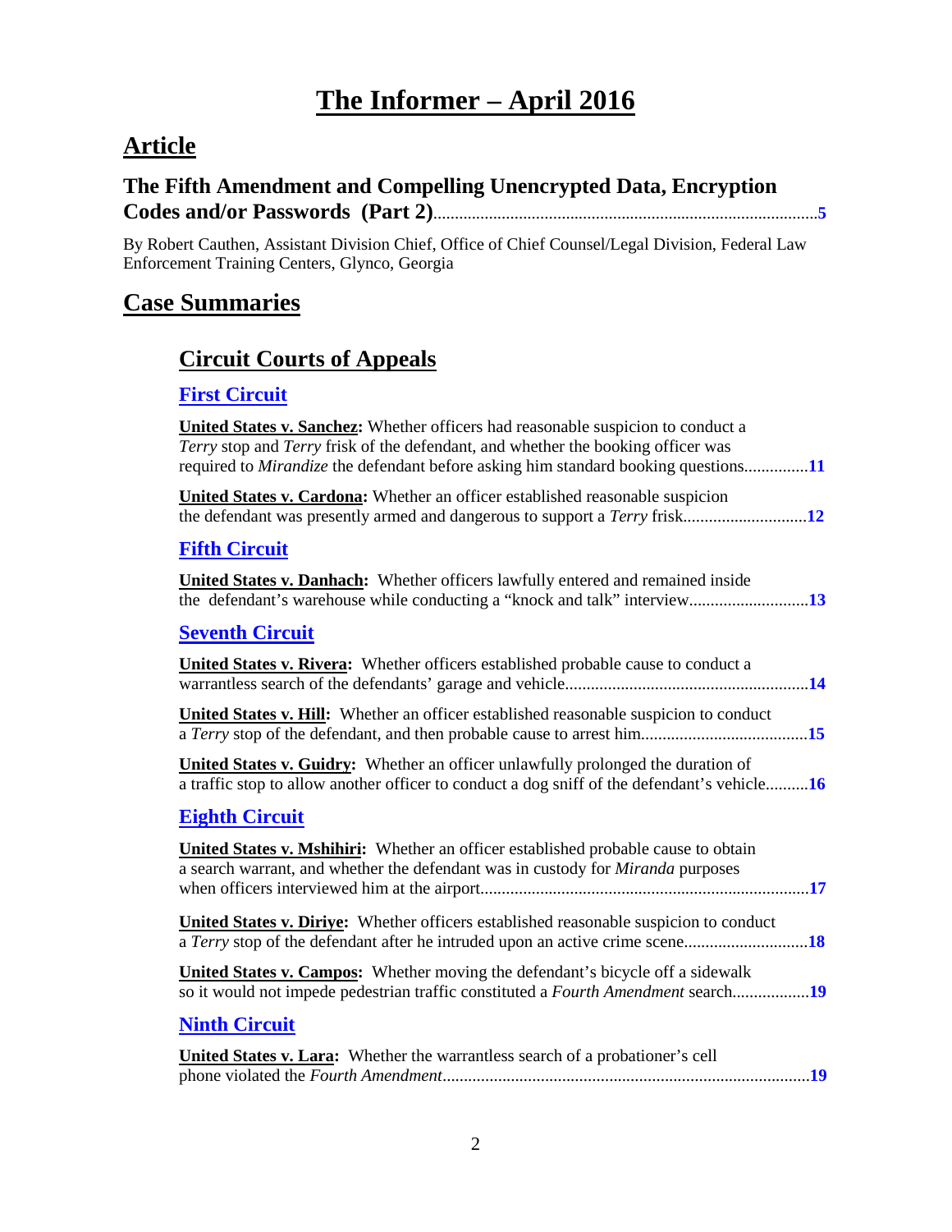# The Informer – April 2016

## Article

### The Fifth Amendment and Compelling Unencrypted Data, Encryption Codes and/or Passwords (Part 2)........................................................................................5

By Robert Cauthen, Assistant Division Chief, Office of Chief Counsel/Legal Division, Federal Law Enforcement Training Centers, Glynco, Georgia

## Case Summaries

### Circuit Courts of Appeals

#### First Circuit

**United States v. Sanchez:** Whether officers had reasonable suspicion to conduct a *Terry* stop and *Terry* frisk of the defendant, and whether the booking officer was required to *Mirandize* the defendant before asking him standard booking questions...............**11**

**United States v. Cardona:** Whether an officer established reasonable suspicion the defendant was presently armed and dangerous to support a *Terry* frisk............................**12**

#### Fifth Circuit

**United States v. Danhach:** Whether officers lawfully entered and remained inside the defendant's warehouse while conducting a "knock and talk" interview...........................**13**

#### Seventh Circuit

**United States v. Rivera:** Whether officers established probable cause to conduct a warrantless search of the defendants' garage and vehicle........................................................**14**

**United States v. Hill:** Whether an officer established reasonable suspicion to conduct a *Terry* stop of the defendant, and then probable cause to arrest him......................................**15**

**United States v. Guidry:** Whether an officer unlawfully prolonged the duration of a traffic stop to allow another officer to conduct a dog sniff of the defendant's vehicle..........**16**

#### Eighth Circuit

**United States v. Mshihiri:** Whether an officer established probable cause to obtain a search warrant, and whether the defendant was in custody for *Miranda* purposes when officers interviewed him at the airport............................................................................**17**

**United States v. Diriye:** Whether officers established reasonable suspicion to conduct a *Terry* stop of the defendant after he intruded upon an active crime scene............................**18**

**United States v. Campos:** Whether moving the defendant's bicycle off a sidewalk so it would not impede pedestrian traffic constituted a *Fourth Amendment* search.................**19**

#### Ninth Circuit

**United States v. Lara:** Whether the warrantless search of a probationer's cell phone violated the *Fourth Amendment*.....................................................................................**19**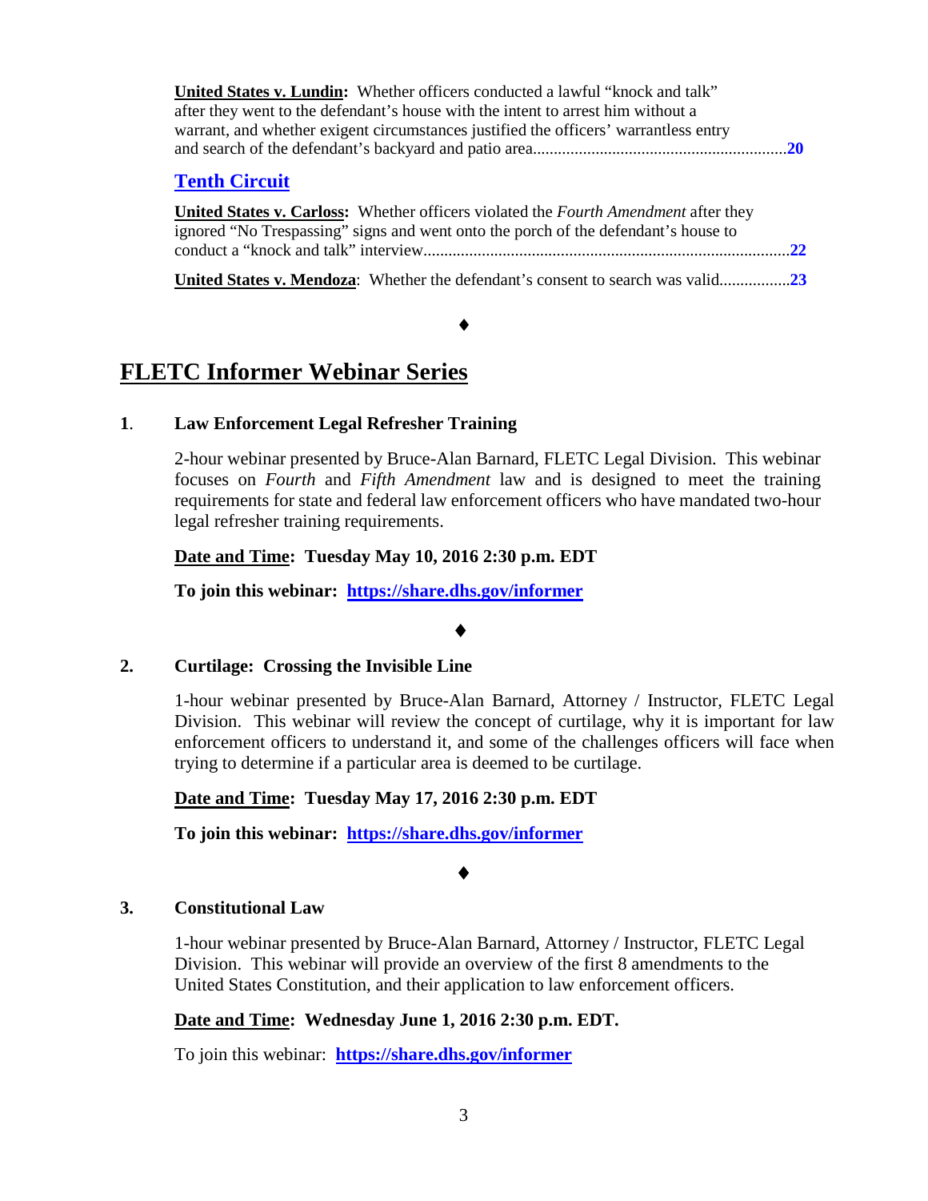**United States v. Lundin**: Whether officers conducted a lawful "knock and talk" after they went to the defendant's house with the intent to arrest him without a warrant, and whether exigent circumstances justified the officers' warrantless entry and search of the defendant's backyard and patio area............................................................**20**

## Tenth Circuit

**United States v. Carloss**: Whether officers violated the *Fourth Amendment* after they ignored "No Trespassing" signs and went onto the porch of the defendant's house to conduct a "knock and talk" interview........................................................................................**22**

**United States v. Mendoza**: Whether the defendant's consent to search was valid.................**23**

♦

# FLETC Informer Webinar Series

**1. Law Enforcement Legal Refresher Training**

2-hour webinar presented by Bruce-Alan Barnard, FLETC Legal Division. This webinar focuses on *Fourth* and *Fifth Amendment* law and is designed to meet the training requirements for state and federal law enforcement officers who have mandated two-hour legal refresher training requirements.

**Date and Time: Tuesday May 10, 2016 2:30 p.m. EDT**

**To join this webinar: https://share.dhs.gov/informer**

♦

**2. Curtilage: Crossing the Invisible Line**

1-hour webinar presented by Bruce-Alan Barnard, Attorney / Instructor, FLETC Legal Division. This webinar will review the concept of curtilage, why it is important for law enforcement officers to understand it, and some of the challenges officers will face when trying to determine if a particular area is deemed to be curtilage.

**Date and Time: Tuesday May 17, 2016 2:30 p.m. EDT**

**To join this webinar: https://share.dhs.gov/informer**

♦

**3. Constitutional Law**

1-hour webinar presented by Bruce-Alan Barnard, Attorney / Instructor, FLETC Legal Division. This webinar will provide an overview of the first 8 amendments to the United States Constitution, and their application to law enforcement officers.

**Date and Time: Wednesday June 1, 2016 2:30 p.m. EDT.**

To join this webinar: **https://share.dhs.gov/informer**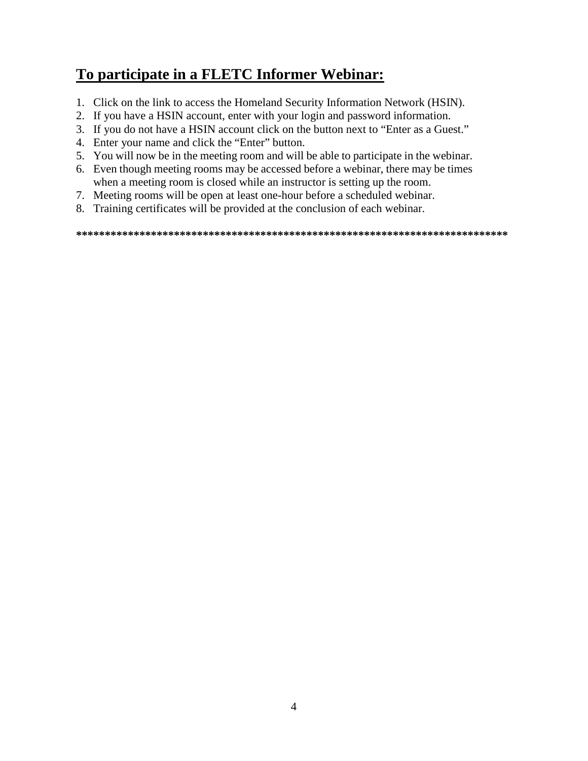## **To participate in a FLETC Informer Webinar:**

1. Click on the link to access the Homeland Security Information Network (HSIN).
2. If you have a HSIN account, enter with your login and password information.
3. If you do not have a HSIN account click on the button next to "Enter as a Guest."
4. Enter your name and click the "Enter" button.
5. You will now be in the meeting room and will be able to participate in the webinar.
6. Even though meeting rooms may be accessed before a webinar, there may be times when a meeting room is closed while an instructor is setting up the room.
7. Meeting rooms will be open at least one-hour before a scheduled webinar.
8. Training certificates will be provided at the conclusion of each webinar.

**************************************************************************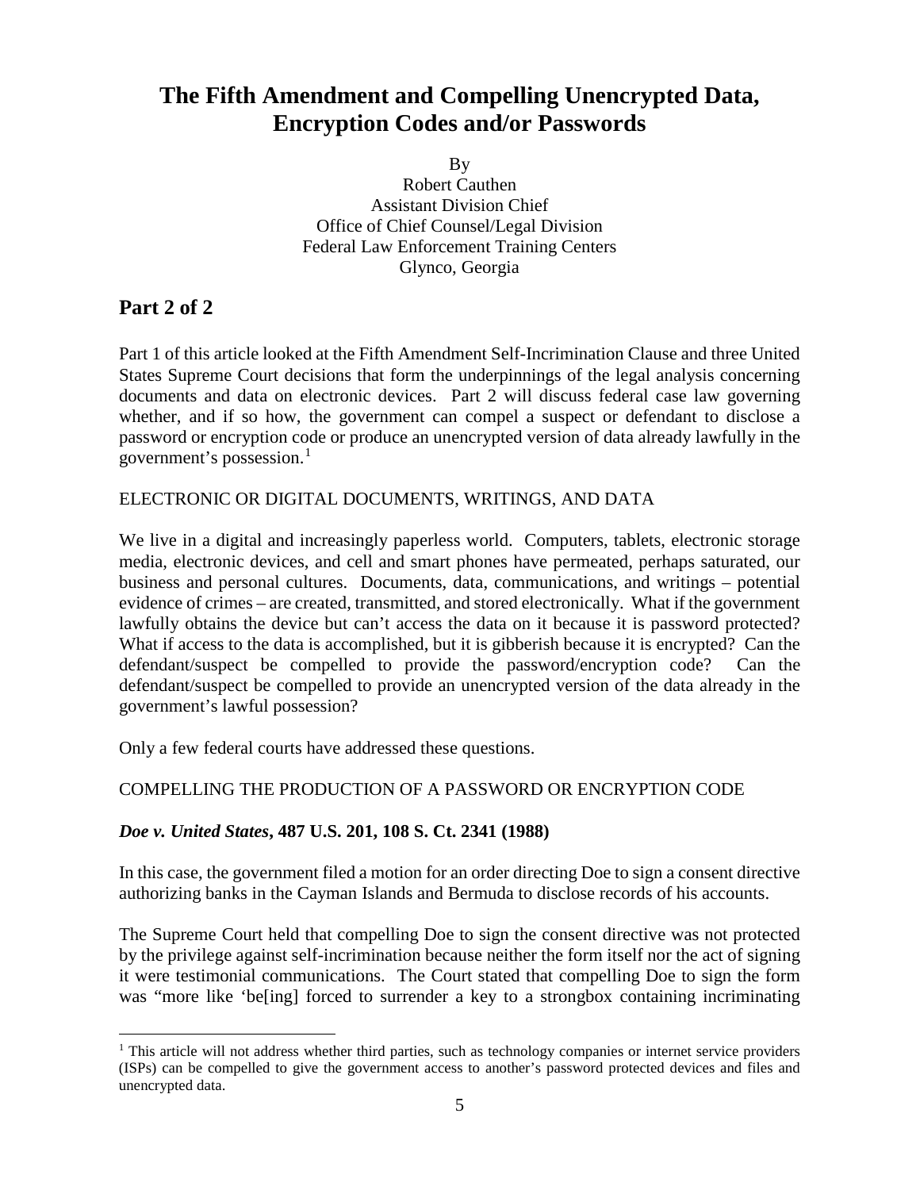# The Fifth Amendment and Compelling Unencrypted Data, Encryption Codes and/or Passwords

By
Robert Cauthen
Assistant Division Chief
Office of Chief Counsel/Legal Division
Federal Law Enforcement Training Centers
Glynco, Georgia

## Part 2 of 2

Part 1 of this article looked at the Fifth Amendment Self-Incrimination Clause and three United States Supreme Court decisions that form the underpinnings of the legal analysis concerning documents and data on electronic devices. Part 2 will discuss federal case law governing whether, and if so how, the government can compel a suspect or defendant to disclose a password or encryption code or produce an unencrypted version of data already lawfully in the government's possession.[1]

ELECTRONIC OR DIGITAL DOCUMENTS, WRITINGS, AND DATA

We live in a digital and increasingly paperless world. Computers, tablets, electronic storage media, electronic devices, and cell and smart phones have permeated, perhaps saturated, our business and personal cultures. Documents, data, communications, and writings – potential evidence of crimes – are created, transmitted, and stored electronically. What if the government lawfully obtains the device but can't access the data on it because it is password protected? What if access to the data is accomplished, but it is gibberish because it is encrypted? Can the defendant/suspect be compelled to provide the password/encryption code? Can the defendant/suspect be compelled to provide an unencrypted version of the data already in the government's lawful possession?

Only a few federal courts have addressed these questions.

COMPELLING THE PRODUCTION OF A PASSWORD OR ENCRYPTION CODE

***Doe v. United States*, 487 U.S. 201, 108 S. Ct. 2341 (1988)**

In this case, the government filed a motion for an order directing Doe to sign a consent directive authorizing banks in the Cayman Islands and Bermuda to disclose records of his accounts.

The Supreme Court held that compelling Doe to sign the consent directive was not protected by the privilege against self-incrimination because neither the form itself nor the act of signing it were testimonial communications. The Court stated that compelling Doe to sign the form was "more like 'be[ing] forced to surrender a key to a strongbox containing incriminating

[1] This article will not address whether third parties, such as technology companies or internet service providers (ISPs) can be compelled to give the government access to another's password protected devices and files and unencrypted data.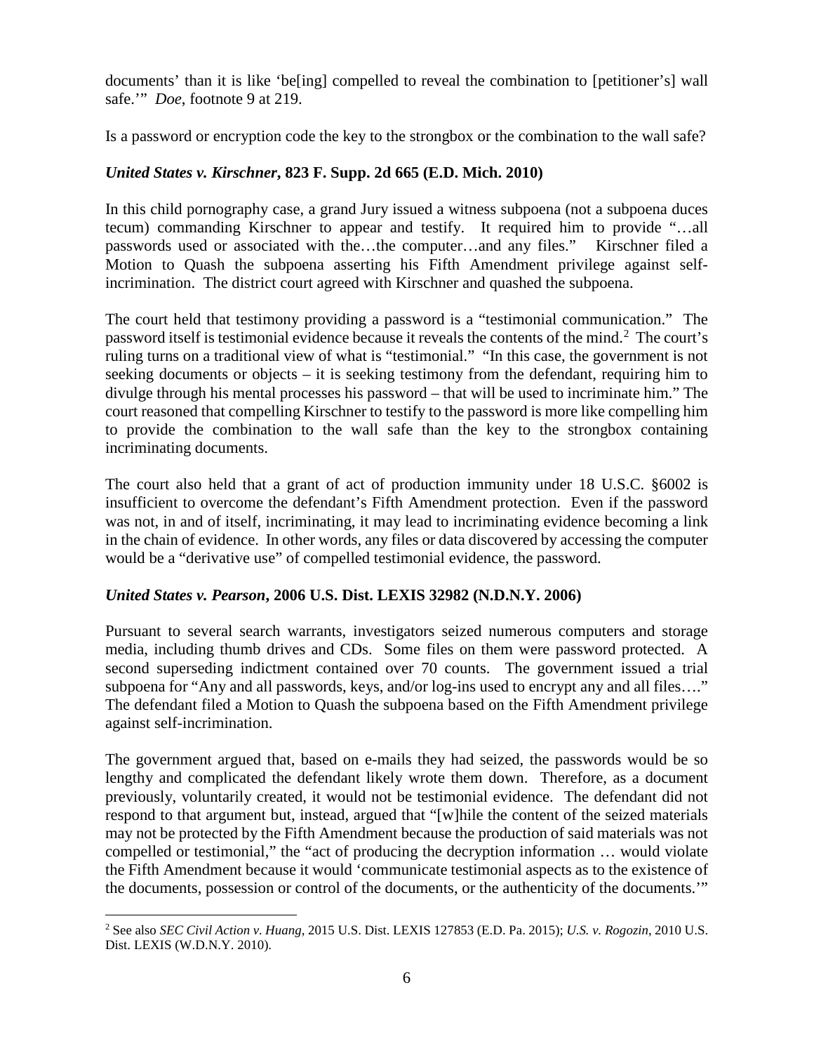documents' than it is like 'be[ing] compelled to reveal the combination to [petitioner's] wall safe.'" *Doe*, footnote 9 at 219.

Is a password or encryption code the key to the strongbox or the combination to the wall safe?

### ***United States v. Kirschner*, 823 F. Supp. 2d 665 (E.D. Mich. 2010)**

In this child pornography case, a grand Jury issued a witness subpoena (not a subpoena duces tecum) commanding Kirschner to appear and testify. It required him to provide "…all passwords used or associated with the…the computer…and any files." Kirschner filed a Motion to Quash the subpoena asserting his Fifth Amendment privilege against self-incrimination. The district court agreed with Kirschner and quashed the subpoena.

The court held that testimony providing a password is a "testimonial communication." The password itself is testimonial evidence because it reveals the contents of the mind.[2] The court's ruling turns on a traditional view of what is "testimonial." "In this case, the government is not seeking documents or objects – it is seeking testimony from the defendant, requiring him to divulge through his mental processes his password – that will be used to incriminate him." The court reasoned that compelling Kirschner to testify to the password is more like compelling him to provide the combination to the wall safe than the key to the strongbox containing incriminating documents.

The court also held that a grant of act of production immunity under 18 U.S.C. §6002 is insufficient to overcome the defendant's Fifth Amendment protection. Even if the password was not, in and of itself, incriminating, it may lead to incriminating evidence becoming a link in the chain of evidence. In other words, any files or data discovered by accessing the computer would be a "derivative use" of compelled testimonial evidence, the password.

### ***United States v. Pearson*, 2006 U.S. Dist. LEXIS 32982 (N.D.N.Y. 2006)**

Pursuant to several search warrants, investigators seized numerous computers and storage media, including thumb drives and CDs. Some files on them were password protected. A second superseding indictment contained over 70 counts. The government issued a trial subpoena for "Any and all passwords, keys, and/or log-ins used to encrypt any and all files…." The defendant filed a Motion to Quash the subpoena based on the Fifth Amendment privilege against self-incrimination.

The government argued that, based on e-mails they had seized, the passwords would be so lengthy and complicated the defendant likely wrote them down. Therefore, as a document previously, voluntarily created, it would not be testimonial evidence. The defendant did not respond to that argument but, instead, argued that "[w]hile the content of the seized materials may not be protected by the Fifth Amendment because the production of said materials was not compelled or testimonial," the "act of producing the decryption information … would violate the Fifth Amendment because it would 'communicate testimonial aspects as to the existence of the documents, possession or control of the documents, or the authenticity of the documents.'"

---

[2] See also *SEC Civil Action v. Huang*, 2015 U.S. Dist. LEXIS 127853 (E.D. Pa. 2015); *U.S. v. Rogozin*, 2010 U.S. Dist. LEXIS (W.D.N.Y. 2010).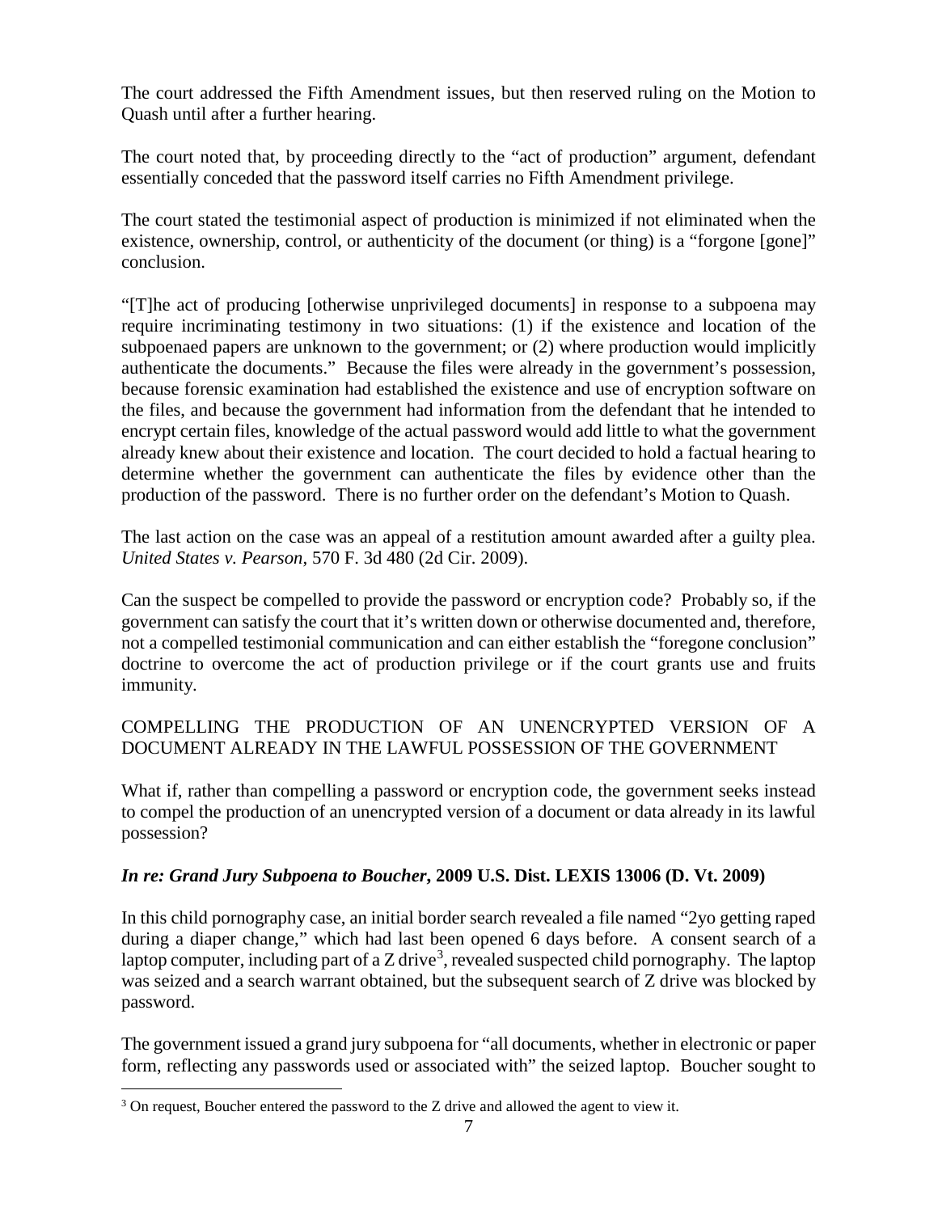The court addressed the Fifth Amendment issues, but then reserved ruling on the Motion to Quash until after a further hearing.

The court noted that, by proceeding directly to the "act of production" argument, defendant essentially conceded that the password itself carries no Fifth Amendment privilege.

The court stated the testimonial aspect of production is minimized if not eliminated when the existence, ownership, control, or authenticity of the document (or thing) is a "forgone [gone]" conclusion.

"[T]he act of producing [otherwise unprivileged documents] in response to a subpoena may require incriminating testimony in two situations: (1) if the existence and location of the subpoenaed papers are unknown to the government; or (2) where production would implicitly authenticate the documents." Because the files were already in the government's possession, because forensic examination had established the existence and use of encryption software on the files, and because the government had information from the defendant that he intended to encrypt certain files, knowledge of the actual password would add little to what the government already knew about their existence and location. The court decided to hold a factual hearing to determine whether the government can authenticate the files by evidence other than the production of the password. There is no further order on the defendant's Motion to Quash.

The last action on the case was an appeal of a restitution amount awarded after a guilty plea. *United States v. Pearson*, 570 F. 3d 480 (2d Cir. 2009).

Can the suspect be compelled to provide the password or encryption code? Probably so, if the government can satisfy the court that it's written down or otherwise documented and, therefore, not a compelled testimonial communication and can either establish the "foregone conclusion" doctrine to overcome the act of production privilege or if the court grants use and fruits immunity.

COMPELLING THE PRODUCTION OF AN UNENCRYPTED VERSION OF A DOCUMENT ALREADY IN THE LAWFUL POSSESSION OF THE GOVERNMENT

What if, rather than compelling a password or encryption code, the government seeks instead to compel the production of an unencrypted version of a document or data already in its lawful possession?

***In re: Grand Jury Subpoena to Boucher*, 2009 U.S. Dist. LEXIS 13006 (D. Vt. 2009)**

In this child pornography case, an initial border search revealed a file named "2yo getting raped during a diaper change," which had last been opened 6 days before. A consent search of a laptop computer, including part of a Z drive[3], revealed suspected child pornography. The laptop was seized and a search warrant obtained, but the subsequent search of Z drive was blocked by password.

The government issued a grand jury subpoena for "all documents, whether in electronic or paper form, reflecting any passwords used or associated with" the seized laptop. Boucher sought to

[3] On request, Boucher entered the password to the Z drive and allowed the agent to view it.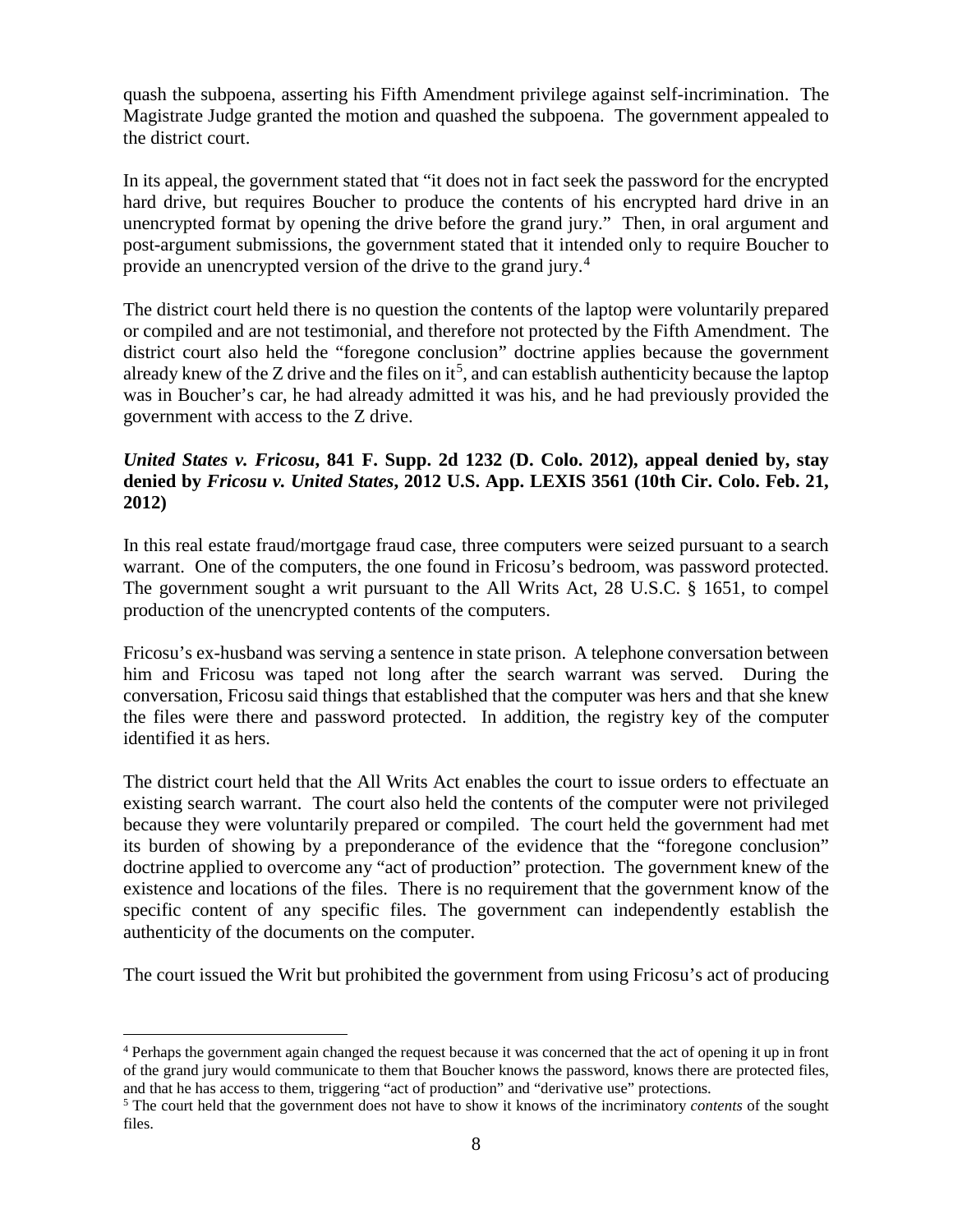quash the subpoena, asserting his Fifth Amendment privilege against self-incrimination. The Magistrate Judge granted the motion and quashed the subpoena. The government appealed to the district court.

In its appeal, the government stated that "it does not in fact seek the password for the encrypted hard drive, but requires Boucher to produce the contents of his encrypted hard drive in an unencrypted format by opening the drive before the grand jury." Then, in oral argument and post-argument submissions, the government stated that it intended only to require Boucher to provide an unencrypted version of the drive to the grand jury.[4]

The district court held there is no question the contents of the laptop were voluntarily prepared or compiled and are not testimonial, and therefore not protected by the Fifth Amendment. The district court also held the "foregone conclusion" doctrine applies because the government already knew of the Z drive and the files on it[5], and can establish authenticity because the laptop was in Boucher's car, he had already admitted it was his, and he had previously provided the government with access to the Z drive.

***United States v. Fricosu*, 841 F. Supp. 2d 1232 (D. Colo. 2012), appeal denied by, stay denied by *Fricosu v. United States*, 2012 U.S. App. LEXIS 3561 (10th Cir. Colo. Feb. 21, 2012)**

In this real estate fraud/mortgage fraud case, three computers were seized pursuant to a search warrant. One of the computers, the one found in Fricosu's bedroom, was password protected. The government sought a writ pursuant to the All Writs Act, 28 U.S.C. § 1651, to compel production of the unencrypted contents of the computers.

Fricosu's ex-husband was serving a sentence in state prison. A telephone conversation between him and Fricosu was taped not long after the search warrant was served. During the conversation, Fricosu said things that established that the computer was hers and that she knew the files were there and password protected. In addition, the registry key of the computer identified it as hers.

The district court held that the All Writs Act enables the court to issue orders to effectuate an existing search warrant. The court also held the contents of the computer were not privileged because they were voluntarily prepared or compiled. The court held the government had met its burden of showing by a preponderance of the evidence that the "foregone conclusion" doctrine applied to overcome any "act of production" protection. The government knew of the existence and locations of the files. There is no requirement that the government know of the specific content of any specific files. The government can independently establish the authenticity of the documents on the computer.

The court issued the Writ but prohibited the government from using Fricosu's act of producing

---

[4] Perhaps the government again changed the request because it was concerned that the act of opening it up in front of the grand jury would communicate to them that Boucher knows the password, knows there are protected files, and that he has access to them, triggering "act of production" and "derivative use" protections.

[5] The court held that the government does not have to show it knows of the incriminatory *contents* of the sought files.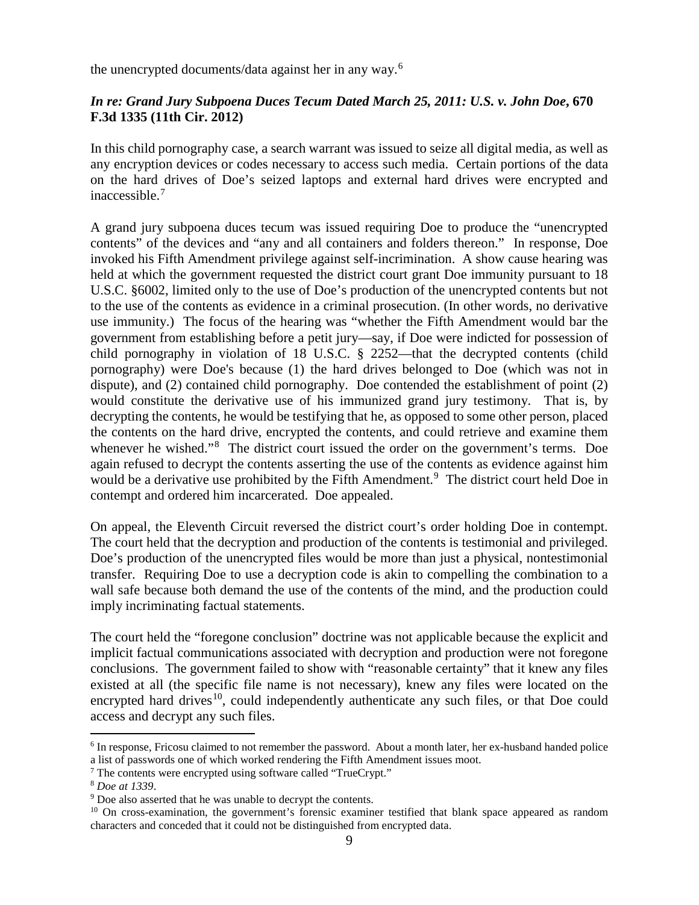the unencrypted documents/data against her in any way.[6]

***In re: Grand Jury Subpoena Duces Tecum Dated March 25, 2011: U.S. v. John Doe*, 670 F.3d 1335 (11th Cir. 2012)**

In this child pornography case, a search warrant was issued to seize all digital media, as well as any encryption devices or codes necessary to access such media. Certain portions of the data on the hard drives of Doe's seized laptops and external hard drives were encrypted and inaccessible.[7]

A grand jury subpoena duces tecum was issued requiring Doe to produce the "unencrypted contents" of the devices and "any and all containers and folders thereon." In response, Doe invoked his Fifth Amendment privilege against self-incrimination. A show cause hearing was held at which the government requested the district court grant Doe immunity pursuant to 18 U.S.C. §6002, limited only to the use of Doe's production of the unencrypted contents but not to the use of the contents as evidence in a criminal prosecution. (In other words, no derivative use immunity.) The focus of the hearing was "whether the Fifth Amendment would bar the government from establishing before a petit jury—say, if Doe were indicted for possession of child pornography in violation of 18 U.S.C. § 2252—that the decrypted contents (child pornography) were Doe's because (1) the hard drives belonged to Doe (which was not in dispute), and (2) contained child pornography. Doe contended the establishment of point (2) would constitute the derivative use of his immunized grand jury testimony. That is, by decrypting the contents, he would be testifying that he, as opposed to some other person, placed the contents on the hard drive, encrypted the contents, and could retrieve and examine them whenever he wished."[8] The district court issued the order on the government's terms. Doe again refused to decrypt the contents asserting the use of the contents as evidence against him would be a derivative use prohibited by the Fifth Amendment.[9] The district court held Doe in contempt and ordered him incarcerated. Doe appealed.

On appeal, the Eleventh Circuit reversed the district court's order holding Doe in contempt. The court held that the decryption and production of the contents is testimonial and privileged. Doe's production of the unencrypted files would be more than just a physical, nontestimonial transfer. Requiring Doe to use a decryption code is akin to compelling the combination to a wall safe because both demand the use of the contents of the mind, and the production could imply incriminating factual statements.

The court held the "foregone conclusion" doctrine was not applicable because the explicit and implicit factual communications associated with decryption and production were not foregone conclusions. The government failed to show with "reasonable certainty" that it knew any files existed at all (the specific file name is not necessary), knew any files were located on the encrypted hard drives[10], could independently authenticate any such files, or that Doe could access and decrypt any such files.

---

[6] In response, Fricosu claimed to not remember the password. About a month later, her ex-husband handed police a list of passwords one of which worked rendering the Fifth Amendment issues moot.

[7] The contents were encrypted using software called "TrueCrypt."

[8] *Doe at 1339*.

[9] Doe also asserted that he was unable to decrypt the contents.

[10] On cross-examination, the government's forensic examiner testified that blank space appeared as random characters and conceded that it could not be distinguished from encrypted data.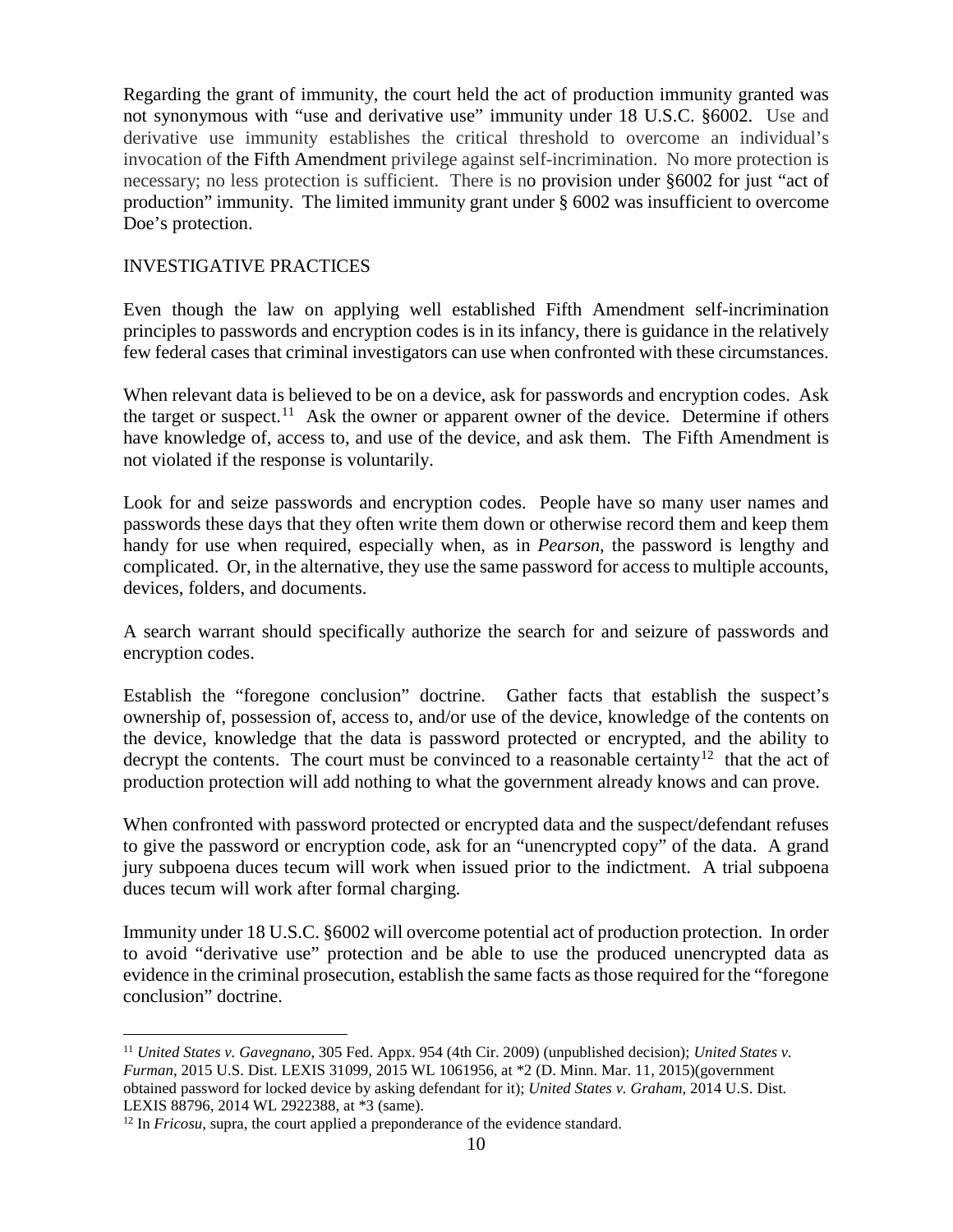Regarding the grant of immunity, the court held the act of production immunity granted was not synonymous with "use and derivative use" immunity under 18 U.S.C. §6002. Use and derivative use immunity establishes the critical threshold to overcome an individual's invocation of the Fifth Amendment privilege against self-incrimination. No more protection is necessary; no less protection is sufficient. There is no provision under §6002 for just "act of production" immunity. The limited immunity grant under § 6002 was insufficient to overcome Doe's protection.

## INVESTIGATIVE PRACTICES

Even though the law on applying well established Fifth Amendment self-incrimination principles to passwords and encryption codes is in its infancy, there is guidance in the relatively few federal cases that criminal investigators can use when confronted with these circumstances.

When relevant data is believed to be on a device, ask for passwords and encryption codes. Ask the target or suspect.[11] Ask the owner or apparent owner of the device. Determine if others have knowledge of, access to, and use of the device, and ask them. The Fifth Amendment is not violated if the response is voluntarily.

Look for and seize passwords and encryption codes. People have so many user names and passwords these days that they often write them down or otherwise record them and keep them handy for use when required, especially when, as in *Pearson*, the password is lengthy and complicated. Or, in the alternative, they use the same password for access to multiple accounts, devices, folders, and documents.

A search warrant should specifically authorize the search for and seizure of passwords and encryption codes.

Establish the "foregone conclusion" doctrine. Gather facts that establish the suspect's ownership of, possession of, access to, and/or use of the device, knowledge of the contents on the device, knowledge that the data is password protected or encrypted, and the ability to decrypt the contents. The court must be convinced to a reasonable certainty[12] that the act of production protection will add nothing to what the government already knows and can prove.

When confronted with password protected or encrypted data and the suspect/defendant refuses to give the password or encryption code, ask for an "unencrypted copy" of the data. A grand jury subpoena duces tecum will work when issued prior to the indictment. A trial subpoena duces tecum will work after formal charging.

Immunity under 18 U.S.C. §6002 will overcome potential act of production protection. In order to avoid "derivative use" protection and be able to use the produced unencrypted data as evidence in the criminal prosecution, establish the same facts as those required for the "foregone conclusion" doctrine.

---

[11] *United States v. Gavegnano*, 305 Fed. Appx. 954 (4th Cir. 2009) (unpublished decision); *United States v. Furman*, 2015 U.S. Dist. LEXIS 31099, 2015 WL 1061956, at *2 (D. Minn. Mar. 11, 2015)(government obtained password for locked device by asking defendant for it); *United States v. Graham*, 2014 U.S. Dist. LEXIS 88796, 2014 WL 2922388, at *3 (same).

[12] In *Fricosu*, supra, the court applied a preponderance of the evidence standard.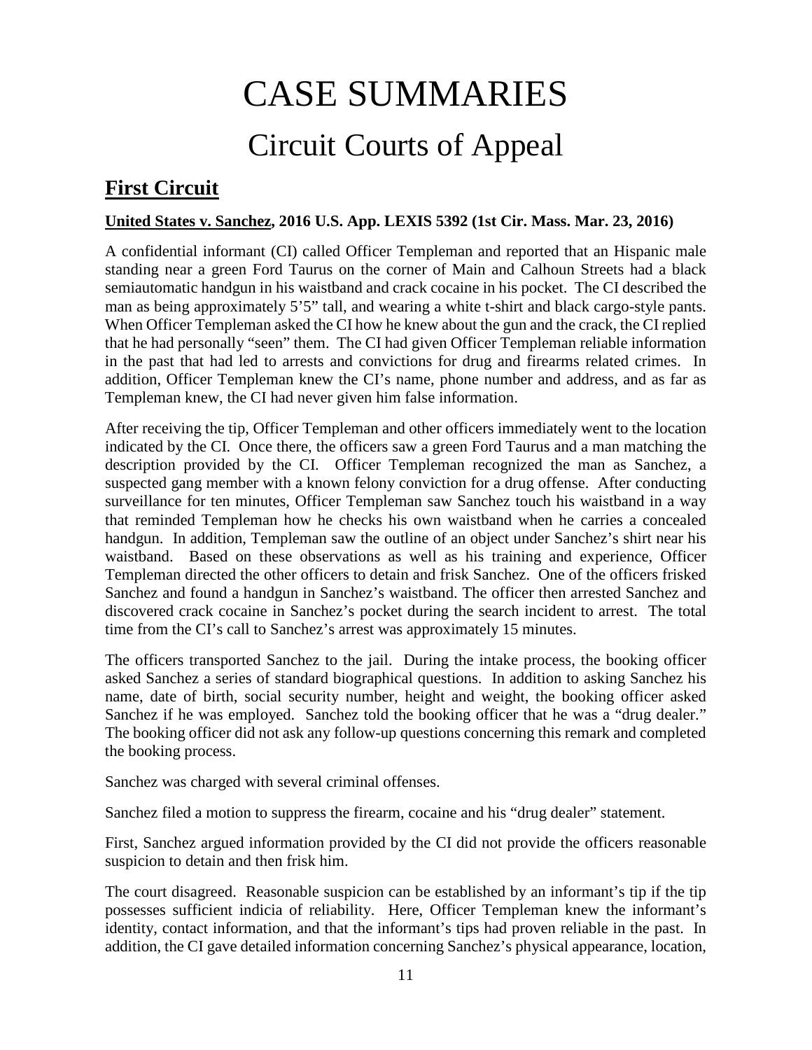# CASE SUMMARIES

## Circuit Courts of Appeal

## **First Circuit**

**United States v. Sanchez, 2016 U.S. App. LEXIS 5392 (1st Cir. Mass. Mar. 23, 2016)**

A confidential informant (CI) called Officer Templeman and reported that an Hispanic male standing near a green Ford Taurus on the corner of Main and Calhoun Streets had a black semiautomatic handgun in his waistband and crack cocaine in his pocket. The CI described the man as being approximately 5'5" tall, and wearing a white t-shirt and black cargo-style pants. When Officer Templeman asked the CI how he knew about the gun and the crack, the CI replied that he had personally "seen" them. The CI had given Officer Templeman reliable information in the past that had led to arrests and convictions for drug and firearms related crimes. In addition, Officer Templeman knew the CI's name, phone number and address, and as far as Templeman knew, the CI had never given him false information.

After receiving the tip, Officer Templeman and other officers immediately went to the location indicated by the CI. Once there, the officers saw a green Ford Taurus and a man matching the description provided by the CI. Officer Templeman recognized the man as Sanchez, a suspected gang member with a known felony conviction for a drug offense. After conducting surveillance for ten minutes, Officer Templeman saw Sanchez touch his waistband in a way that reminded Templeman how he checks his own waistband when he carries a concealed handgun. In addition, Templeman saw the outline of an object under Sanchez's shirt near his waistband. Based on these observations as well as his training and experience, Officer Templeman directed the other officers to detain and frisk Sanchez. One of the officers frisked Sanchez and found a handgun in Sanchez's waistband. The officer then arrested Sanchez and discovered crack cocaine in Sanchez's pocket during the search incident to arrest. The total time from the CI's call to Sanchez's arrest was approximately 15 minutes.

The officers transported Sanchez to the jail. During the intake process, the booking officer asked Sanchez a series of standard biographical questions. In addition to asking Sanchez his name, date of birth, social security number, height and weight, the booking officer asked Sanchez if he was employed. Sanchez told the booking officer that he was a "drug dealer." The booking officer did not ask any follow-up questions concerning this remark and completed the booking process.

Sanchez was charged with several criminal offenses.

Sanchez filed a motion to suppress the firearm, cocaine and his "drug dealer" statement.

First, Sanchez argued information provided by the CI did not provide the officers reasonable suspicion to detain and then frisk him.

The court disagreed. Reasonable suspicion can be established by an informant's tip if the tip possesses sufficient indicia of reliability. Here, Officer Templeman knew the informant's identity, contact information, and that the informant's tips had proven reliable in the past. In addition, the CI gave detailed information concerning Sanchez's physical appearance, location,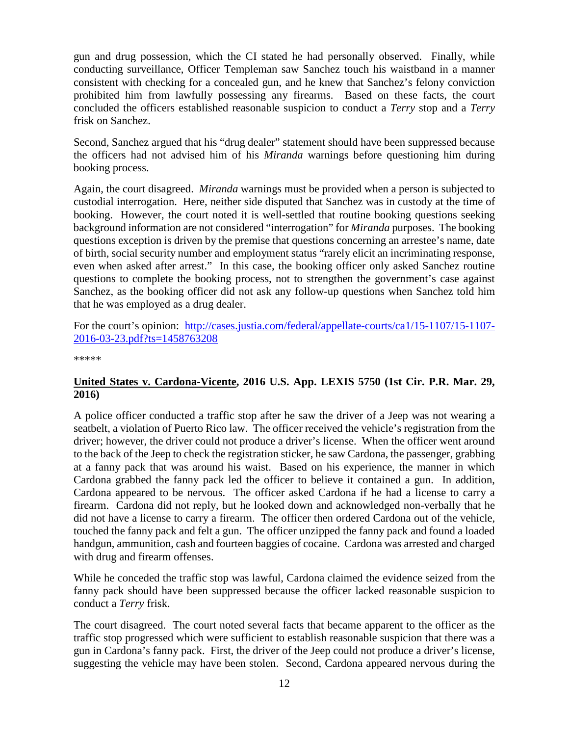gun and drug possession, which the CI stated he had personally observed. Finally, while conducting surveillance, Officer Templeman saw Sanchez touch his waistband in a manner consistent with checking for a concealed gun, and he knew that Sanchez's felony conviction prohibited him from lawfully possessing any firearms. Based on these facts, the court concluded the officers established reasonable suspicion to conduct a *Terry* stop and a *Terry* frisk on Sanchez.

Second, Sanchez argued that his "drug dealer" statement should have been suppressed because the officers had not advised him of his *Miranda* warnings before questioning him during booking process.

Again, the court disagreed. *Miranda* warnings must be provided when a person is subjected to custodial interrogation. Here, neither side disputed that Sanchez was in custody at the time of booking. However, the court noted it is well-settled that routine booking questions seeking background information are not considered "interrogation" for *Miranda* purposes. The booking questions exception is driven by the premise that questions concerning an arrestee's name, date of birth, social security number and employment status "rarely elicit an incriminating response, even when asked after arrest." In this case, the booking officer only asked Sanchez routine questions to complete the booking process, not to strengthen the government's case against Sanchez, as the booking officer did not ask any follow-up questions when Sanchez told him that he was employed as a drug dealer.

For the court's opinion: [http://cases.justia.com/federal/appellate-courts/ca1/15-1107/15-1107-2016-03-23.pdf?ts=1458763208](http://cases.justia.com/federal/appellate-courts/ca1/15-1107/15-1107-2016-03-23.pdf?ts=1458763208)

*****

**United States v. Cardona-Vicente, 2016 U.S. App. LEXIS 5750 (1st Cir. P.R. Mar. 29, 2016)**

A police officer conducted a traffic stop after he saw the driver of a Jeep was not wearing a seatbelt, a violation of Puerto Rico law. The officer received the vehicle's registration from the driver; however, the driver could not produce a driver's license. When the officer went around to the back of the Jeep to check the registration sticker, he saw Cardona, the passenger, grabbing at a fanny pack that was around his waist. Based on his experience, the manner in which Cardona grabbed the fanny pack led the officer to believe it contained a gun. In addition, Cardona appeared to be nervous. The officer asked Cardona if he had a license to carry a firearm. Cardona did not reply, but he looked down and acknowledged non-verbally that he did not have a license to carry a firearm. The officer then ordered Cardona out of the vehicle, touched the fanny pack and felt a gun. The officer unzipped the fanny pack and found a loaded handgun, ammunition, cash and fourteen baggies of cocaine. Cardona was arrested and charged with drug and firearm offenses.

While he conceded the traffic stop was lawful, Cardona claimed the evidence seized from the fanny pack should have been suppressed because the officer lacked reasonable suspicion to conduct a *Terry* frisk.

The court disagreed. The court noted several facts that became apparent to the officer as the traffic stop progressed which were sufficient to establish reasonable suspicion that there was a gun in Cardona's fanny pack. First, the driver of the Jeep could not produce a driver's license, suggesting the vehicle may have been stolen. Second, Cardona appeared nervous during the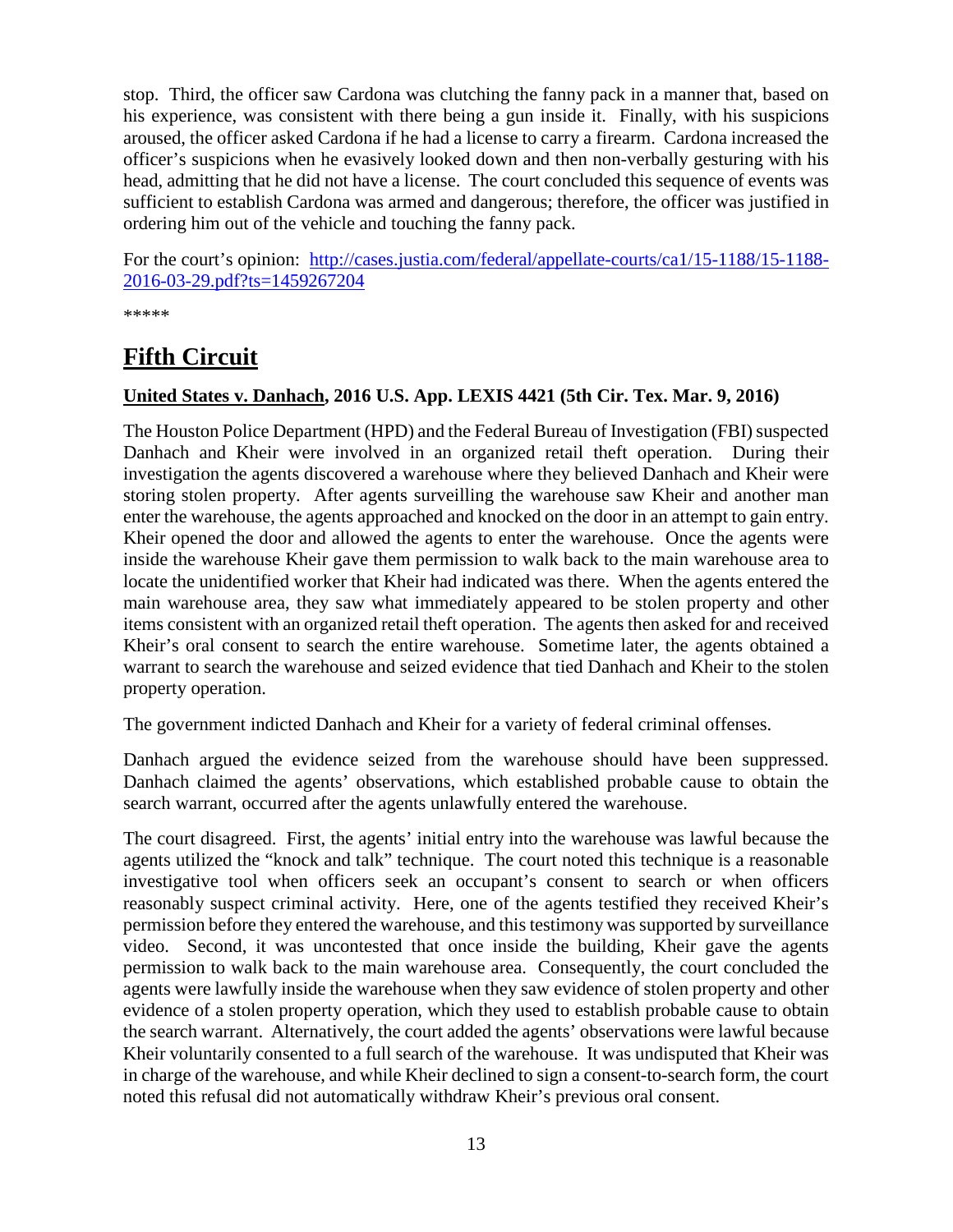stop. Third, the officer saw Cardona was clutching the fanny pack in a manner that, based on his experience, was consistent with there being a gun inside it. Finally, with his suspicions aroused, the officer asked Cardona if he had a license to carry a firearm. Cardona increased the officer's suspicions when he evasively looked down and then non-verbally gesturing with his head, admitting that he did not have a license. The court concluded this sequence of events was sufficient to establish Cardona was armed and dangerous; therefore, the officer was justified in ordering him out of the vehicle and touching the fanny pack.

For the court's opinion: [http://cases.justia.com/federal/appellate-courts/ca1/15-1188/15-1188-2016-03-29.pdf?ts=1459267204](http://cases.justia.com/federal/appellate-courts/ca1/15-1188/15-1188-2016-03-29.pdf?ts=1459267204)

*****

# Fifth Circuit

**United States v. Danhach, 2016 U.S. App. LEXIS 4421 (5th Cir. Tex. Mar. 9, 2016)**

The Houston Police Department (HPD) and the Federal Bureau of Investigation (FBI) suspected Danhach and Kheir were involved in an organized retail theft operation. During their investigation the agents discovered a warehouse where they believed Danhach and Kheir were storing stolen property. After agents surveilling the warehouse saw Kheir and another man enter the warehouse, the agents approached and knocked on the door in an attempt to gain entry. Kheir opened the door and allowed the agents to enter the warehouse. Once the agents were inside the warehouse Kheir gave them permission to walk back to the main warehouse area to locate the unidentified worker that Kheir had indicated was there. When the agents entered the main warehouse area, they saw what immediately appeared to be stolen property and other items consistent with an organized retail theft operation. The agents then asked for and received Kheir's oral consent to search the entire warehouse. Sometime later, the agents obtained a warrant to search the warehouse and seized evidence that tied Danhach and Kheir to the stolen property operation.

The government indicted Danhach and Kheir for a variety of federal criminal offenses.

Danhach argued the evidence seized from the warehouse should have been suppressed. Danhach claimed the agents' observations, which established probable cause to obtain the search warrant, occurred after the agents unlawfully entered the warehouse.

The court disagreed. First, the agents' initial entry into the warehouse was lawful because the agents utilized the "knock and talk" technique. The court noted this technique is a reasonable investigative tool when officers seek an occupant's consent to search or when officers reasonably suspect criminal activity. Here, one of the agents testified they received Kheir's permission before they entered the warehouse, and this testimony was supported by surveillance video. Second, it was uncontested that once inside the building, Kheir gave the agents permission to walk back to the main warehouse area. Consequently, the court concluded the agents were lawfully inside the warehouse when they saw evidence of stolen property and other evidence of a stolen property operation, which they used to establish probable cause to obtain the search warrant. Alternatively, the court added the agents' observations were lawful because Kheir voluntarily consented to a full search of the warehouse. It was undisputed that Kheir was in charge of the warehouse, and while Kheir declined to sign a consent-to-search form, the court noted this refusal did not automatically withdraw Kheir's previous oral consent.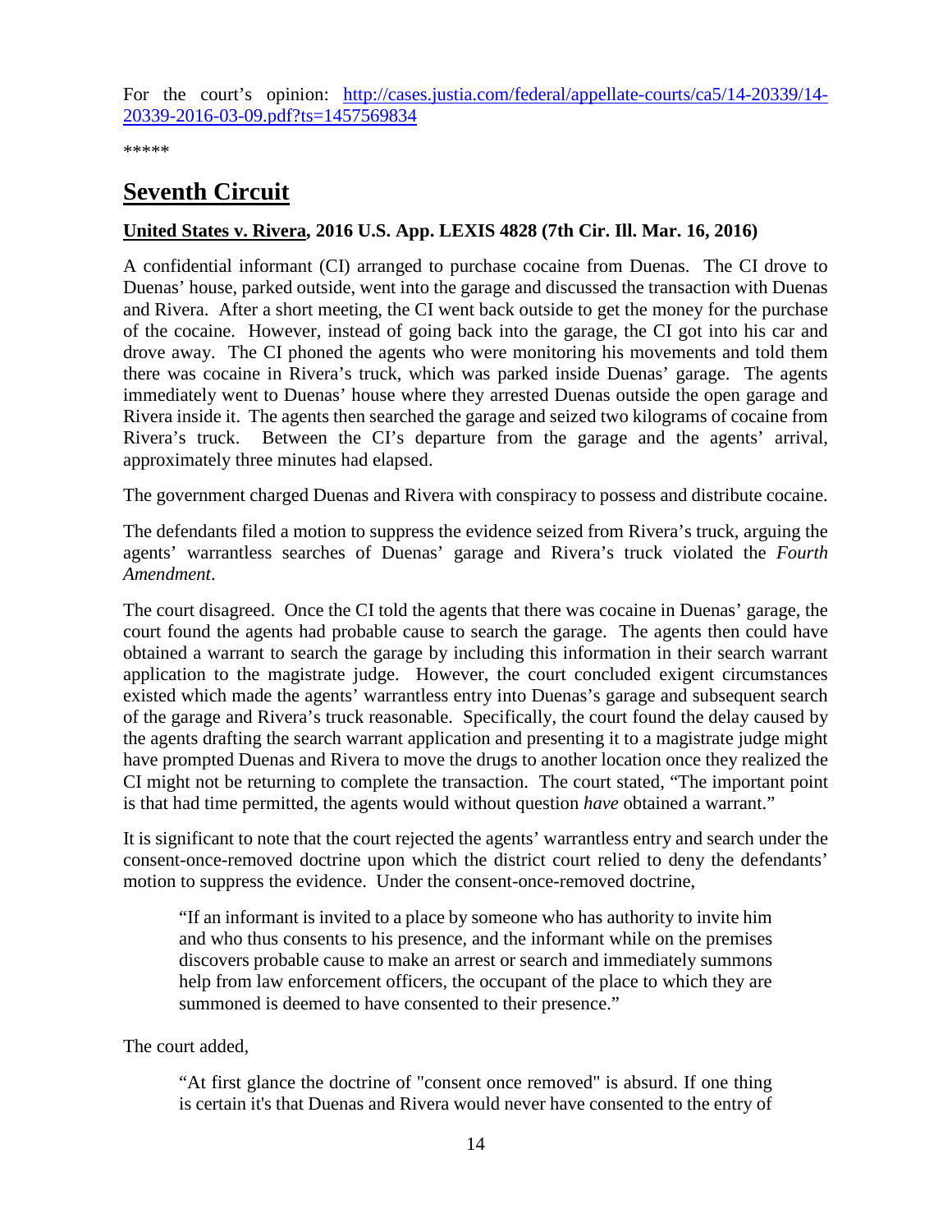For the court's opinion: [http://cases.justia.com/federal/appellate-courts/ca5/14-20339/14-20339-2016-03-09.pdf?ts=1457569834](http://cases.justia.com/federal/appellate-courts/ca5/14-20339/14-20339-2016-03-09.pdf?ts=1457569834)

*****

# Seventh Circuit

**United States v. Rivera, 2016 U.S. App. LEXIS 4828 (7th Cir. Ill. Mar. 16, 2016)**

A confidential informant (CI) arranged to purchase cocaine from Duenas. The CI drove to Duenas' house, parked outside, went into the garage and discussed the transaction with Duenas and Rivera. After a short meeting, the CI went back outside to get the money for the purchase of the cocaine. However, instead of going back into the garage, the CI got into his car and drove away. The CI phoned the agents who were monitoring his movements and told them there was cocaine in Rivera's truck, which was parked inside Duenas' garage. The agents immediately went to Duenas' house where they arrested Duenas outside the open garage and Rivera inside it. The agents then searched the garage and seized two kilograms of cocaine from Rivera's truck. Between the CI's departure from the garage and the agents' arrival, approximately three minutes had elapsed.

The government charged Duenas and Rivera with conspiracy to possess and distribute cocaine.

The defendants filed a motion to suppress the evidence seized from Rivera's truck, arguing the agents' warrantless searches of Duenas' garage and Rivera's truck violated the *Fourth Amendment*.

The court disagreed. Once the CI told the agents that there was cocaine in Duenas' garage, the court found the agents had probable cause to search the garage. The agents then could have obtained a warrant to search the garage by including this information in their search warrant application to the magistrate judge. However, the court concluded exigent circumstances existed which made the agents' warrantless entry into Duenas's garage and subsequent search of the garage and Rivera's truck reasonable. Specifically, the court found the delay caused by the agents drafting the search warrant application and presenting it to a magistrate judge might have prompted Duenas and Rivera to move the drugs to another location once they realized the CI might not be returning to complete the transaction. The court stated, "The important point is that had time permitted, the agents would without question *have* obtained a warrant."

It is significant to note that the court rejected the agents' warrantless entry and search under the consent-once-removed doctrine upon which the district court relied to deny the defendants' motion to suppress the evidence. Under the consent-once-removed doctrine,

> "If an informant is invited to a place by someone who has authority to invite him and who thus consents to his presence, and the informant while on the premises discovers probable cause to make an arrest or search and immediately summons help from law enforcement officers, the occupant of the place to which they are summoned is deemed to have consented to their presence."

The court added,

> "At first glance the doctrine of "consent once removed" is absurd. If one thing is certain it's that Duenas and Rivera would never have consented to the entry of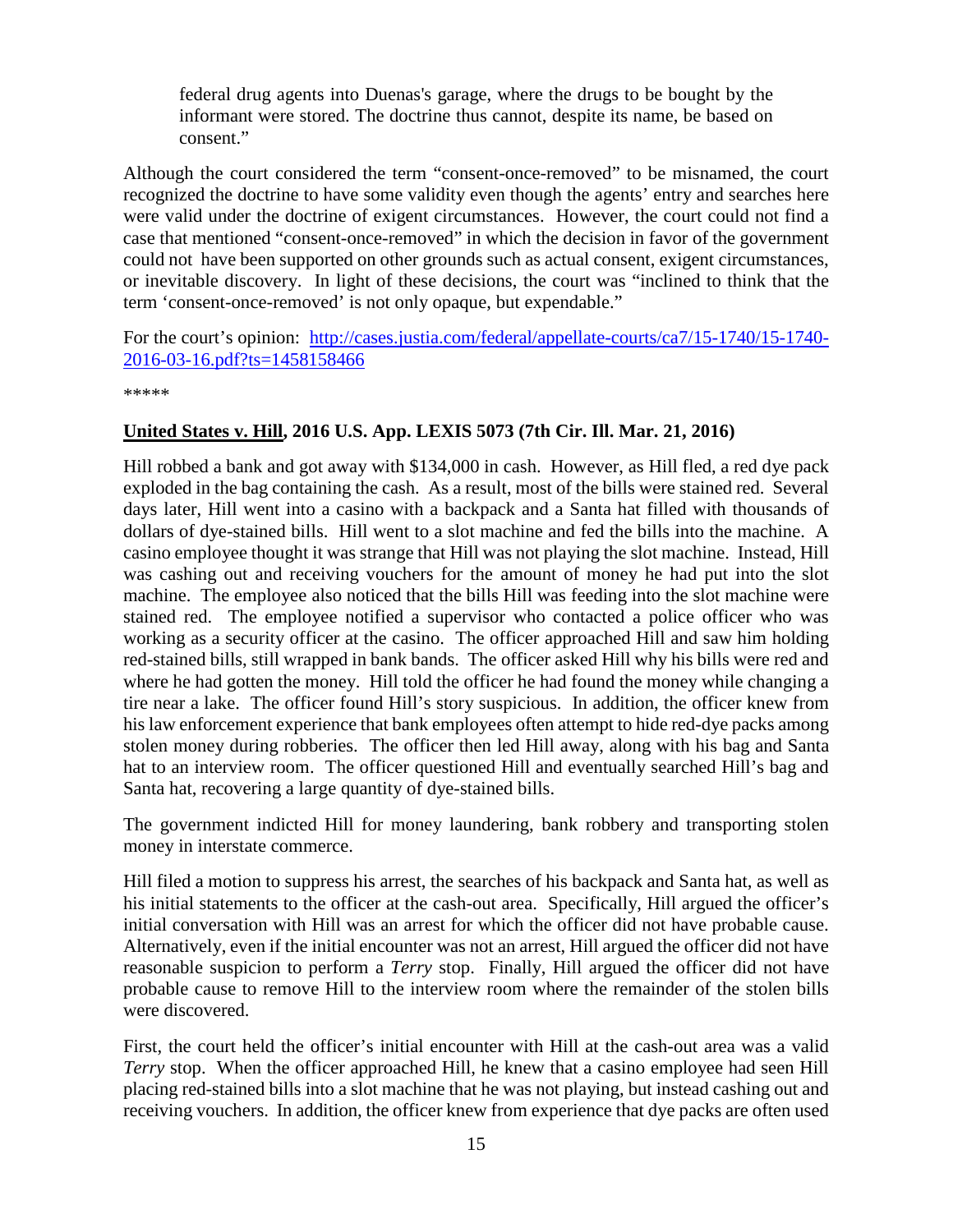> federal drug agents into Duenas's garage, where the drugs to be bought by the informant were stored. The doctrine thus cannot, despite its name, be based on consent."

Although the court considered the term "consent-once-removed" to be misnamed, the court recognized the doctrine to have some validity even though the agents' entry and searches here were valid under the doctrine of exigent circumstances. However, the court could not find a case that mentioned "consent-once-removed" in which the decision in favor of the government could not have been supported on other grounds such as actual consent, exigent circumstances, or inevitable discovery. In light of these decisions, the court was "inclined to think that the term 'consent-once-removed' is not only opaque, but expendable."

For the court's opinion: [http://cases.justia.com/federal/appellate-courts/ca7/15-1740/15-1740-2016-03-16.pdf?ts=1458158466](http://cases.justia.com/federal/appellate-courts/ca7/15-1740/15-1740-2016-03-16.pdf?ts=1458158466)

*****

**United States v. Hill, 2016 U.S. App. LEXIS 5073 (7th Cir. Ill. Mar. 21, 2016)**

Hill robbed a bank and got away with $134,000 in cash. However, as Hill fled, a red dye pack exploded in the bag containing the cash. As a result, most of the bills were stained red. Several days later, Hill went into a casino with a backpack and a Santa hat filled with thousands of dollars of dye-stained bills. Hill went to a slot machine and fed the bills into the machine. A casino employee thought it was strange that Hill was not playing the slot machine. Instead, Hill was cashing out and receiving vouchers for the amount of money he had put into the slot machine. The employee also noticed that the bills Hill was feeding into the slot machine were stained red. The employee notified a supervisor who contacted a police officer who was working as a security officer at the casino. The officer approached Hill and saw him holding red-stained bills, still wrapped in bank bands. The officer asked Hill why his bills were red and where he had gotten the money. Hill told the officer he had found the money while changing a tire near a lake. The officer found Hill's story suspicious. In addition, the officer knew from his law enforcement experience that bank employees often attempt to hide red-dye packs among stolen money during robberies. The officer then led Hill away, along with his bag and Santa hat to an interview room. The officer questioned Hill and eventually searched Hill's bag and Santa hat, recovering a large quantity of dye-stained bills.

The government indicted Hill for money laundering, bank robbery and transporting stolen money in interstate commerce.

Hill filed a motion to suppress his arrest, the searches of his backpack and Santa hat, as well as his initial statements to the officer at the cash-out area. Specifically, Hill argued the officer's initial conversation with Hill was an arrest for which the officer did not have probable cause. Alternatively, even if the initial encounter was not an arrest, Hill argued the officer did not have reasonable suspicion to perform a *Terry* stop. Finally, Hill argued the officer did not have probable cause to remove Hill to the interview room where the remainder of the stolen bills were discovered.

First, the court held the officer's initial encounter with Hill at the cash-out area was a valid *Terry* stop. When the officer approached Hill, he knew that a casino employee had seen Hill placing red-stained bills into a slot machine that he was not playing, but instead cashing out and receiving vouchers. In addition, the officer knew from experience that dye packs are often used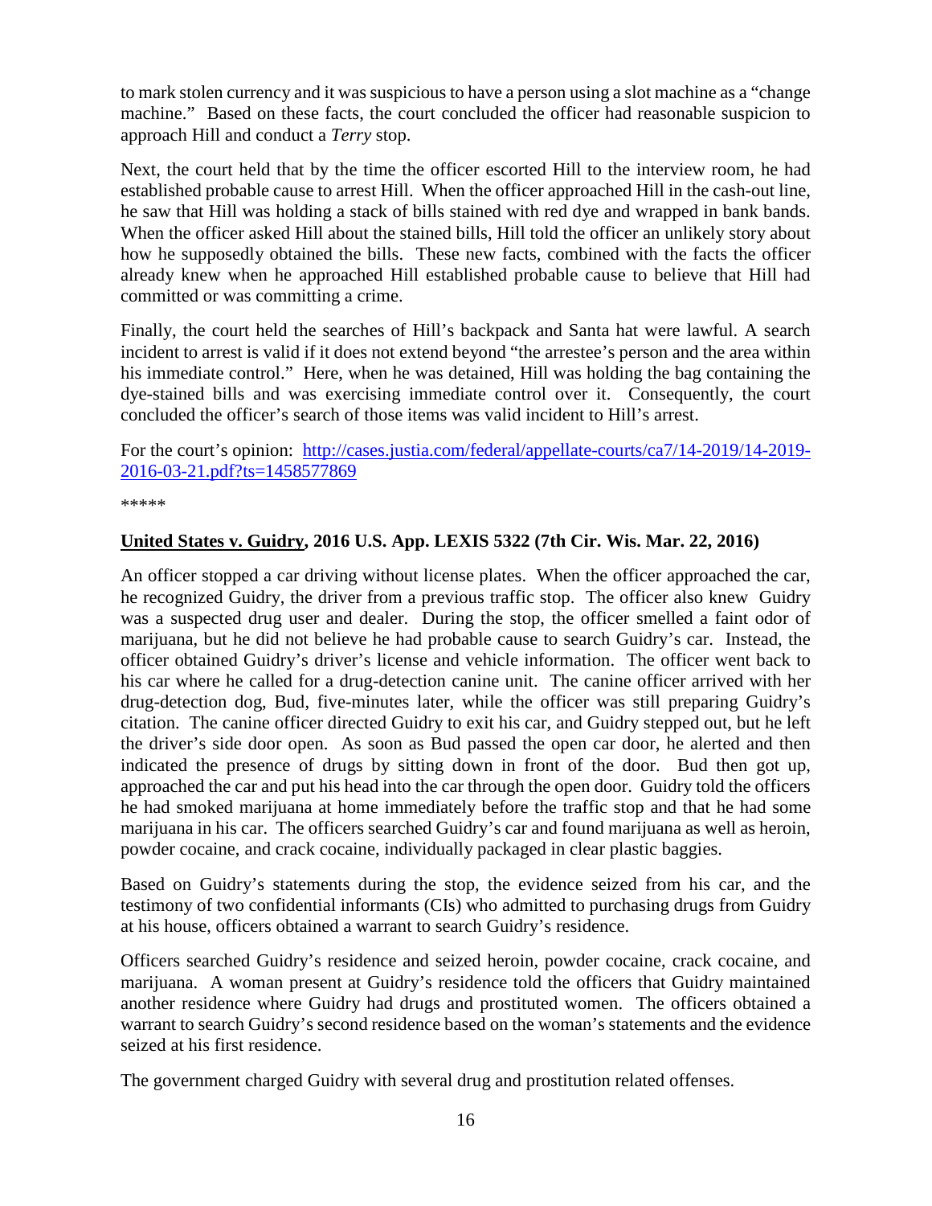to mark stolen currency and it was suspicious to have a person using a slot machine as a "change machine." Based on these facts, the court concluded the officer had reasonable suspicion to approach Hill and conduct a *Terry* stop.

Next, the court held that by the time the officer escorted Hill to the interview room, he had established probable cause to arrest Hill. When the officer approached Hill in the cash-out line, he saw that Hill was holding a stack of bills stained with red dye and wrapped in bank bands. When the officer asked Hill about the stained bills, Hill told the officer an unlikely story about how he supposedly obtained the bills. These new facts, combined with the facts the officer already knew when he approached Hill established probable cause to believe that Hill had committed or was committing a crime.

Finally, the court held the searches of Hill's backpack and Santa hat were lawful. A search incident to arrest is valid if it does not extend beyond "the arrestee's person and the area within his immediate control." Here, when he was detained, Hill was holding the bag containing the dye-stained bills and was exercising immediate control over it. Consequently, the court concluded the officer's search of those items was valid incident to Hill's arrest.

For the court's opinion: [http://cases.justia.com/federal/appellate-courts/ca7/14-2019/14-2019-2016-03-21.pdf?ts=1458577869](http://cases.justia.com/federal/appellate-courts/ca7/14-2019/14-2019-2016-03-21.pdf?ts=1458577869)

*****

**United States v. Guidry, 2016 U.S. App. LEXIS 5322 (7th Cir. Wis. Mar. 22, 2016)**

An officer stopped a car driving without license plates. When the officer approached the car, he recognized Guidry, the driver from a previous traffic stop. The officer also knew Guidry was a suspected drug user and dealer. During the stop, the officer smelled a faint odor of marijuana, but he did not believe he had probable cause to search Guidry's car. Instead, the officer obtained Guidry's driver's license and vehicle information. The officer went back to his car where he called for a drug-detection canine unit. The canine officer arrived with her drug-detection dog, Bud, five-minutes later, while the officer was still preparing Guidry's citation. The canine officer directed Guidry to exit his car, and Guidry stepped out, but he left the driver's side door open. As soon as Bud passed the open car door, he alerted and then indicated the presence of drugs by sitting down in front of the door. Bud then got up, approached the car and put his head into the car through the open door. Guidry told the officers he had smoked marijuana at home immediately before the traffic stop and that he had some marijuana in his car. The officers searched Guidry's car and found marijuana as well as heroin, powder cocaine, and crack cocaine, individually packaged in clear plastic baggies.

Based on Guidry's statements during the stop, the evidence seized from his car, and the testimony of two confidential informants (CIs) who admitted to purchasing drugs from Guidry at his house, officers obtained a warrant to search Guidry's residence.

Officers searched Guidry's residence and seized heroin, powder cocaine, crack cocaine, and marijuana. A woman present at Guidry's residence told the officers that Guidry maintained another residence where Guidry had drugs and prostituted women. The officers obtained a warrant to search Guidry's second residence based on the woman's statements and the evidence seized at his first residence.

The government charged Guidry with several drug and prostitution related offenses.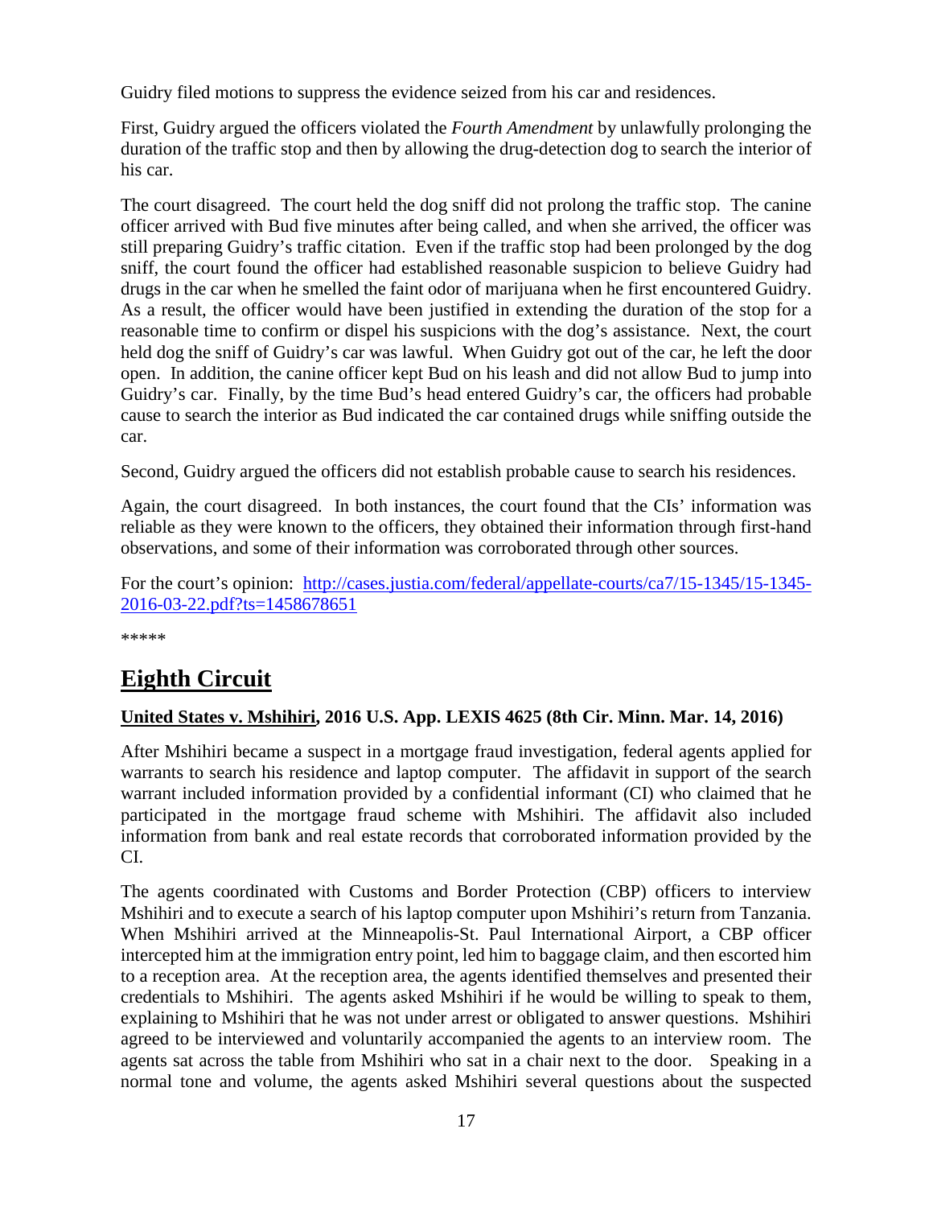Guidry filed motions to suppress the evidence seized from his car and residences.

First, Guidry argued the officers violated the *Fourth Amendment* by unlawfully prolonging the duration of the traffic stop and then by allowing the drug-detection dog to search the interior of his car.

The court disagreed. The court held the dog sniff did not prolong the traffic stop. The canine officer arrived with Bud five minutes after being called, and when she arrived, the officer was still preparing Guidry's traffic citation. Even if the traffic stop had been prolonged by the dog sniff, the court found the officer had established reasonable suspicion to believe Guidry had drugs in the car when he smelled the faint odor of marijuana when he first encountered Guidry. As a result, the officer would have been justified in extending the duration of the stop for a reasonable time to confirm or dispel his suspicions with the dog's assistance. Next, the court held dog the sniff of Guidry's car was lawful. When Guidry got out of the car, he left the door open. In addition, the canine officer kept Bud on his leash and did not allow Bud to jump into Guidry's car. Finally, by the time Bud's head entered Guidry's car, the officers had probable cause to search the interior as Bud indicated the car contained drugs while sniffing outside the car.

Second, Guidry argued the officers did not establish probable cause to search his residences.

Again, the court disagreed. In both instances, the court found that the CIs' information was reliable as they were known to the officers, they obtained their information through first-hand observations, and some of their information was corroborated through other sources.

For the court's opinion: [http://cases.justia.com/federal/appellate-courts/ca7/15-1345/15-1345-2016-03-22.pdf?ts=1458678651](http://cases.justia.com/federal/appellate-courts/ca7/15-1345/15-1345-2016-03-22.pdf?ts=1458678651)

*****

# Eighth Circuit

**United States v. Mshihiri, 2016 U.S. App. LEXIS 4625 (8th Cir. Minn. Mar. 14, 2016)**

After Mshihiri became a suspect in a mortgage fraud investigation, federal agents applied for warrants to search his residence and laptop computer. The affidavit in support of the search warrant included information provided by a confidential informant (CI) who claimed that he participated in the mortgage fraud scheme with Mshihiri. The affidavit also included information from bank and real estate records that corroborated information provided by the CI.

The agents coordinated with Customs and Border Protection (CBP) officers to interview Mshihiri and to execute a search of his laptop computer upon Mshihiri's return from Tanzania. When Mshihiri arrived at the Minneapolis-St. Paul International Airport, a CBP officer intercepted him at the immigration entry point, led him to baggage claim, and then escorted him to a reception area. At the reception area, the agents identified themselves and presented their credentials to Mshihiri. The agents asked Mshihiri if he would be willing to speak to them, explaining to Mshihiri that he was not under arrest or obligated to answer questions. Mshihiri agreed to be interviewed and voluntarily accompanied the agents to an interview room. The agents sat across the table from Mshihiri who sat in a chair next to the door. Speaking in a normal tone and volume, the agents asked Mshihiri several questions about the suspected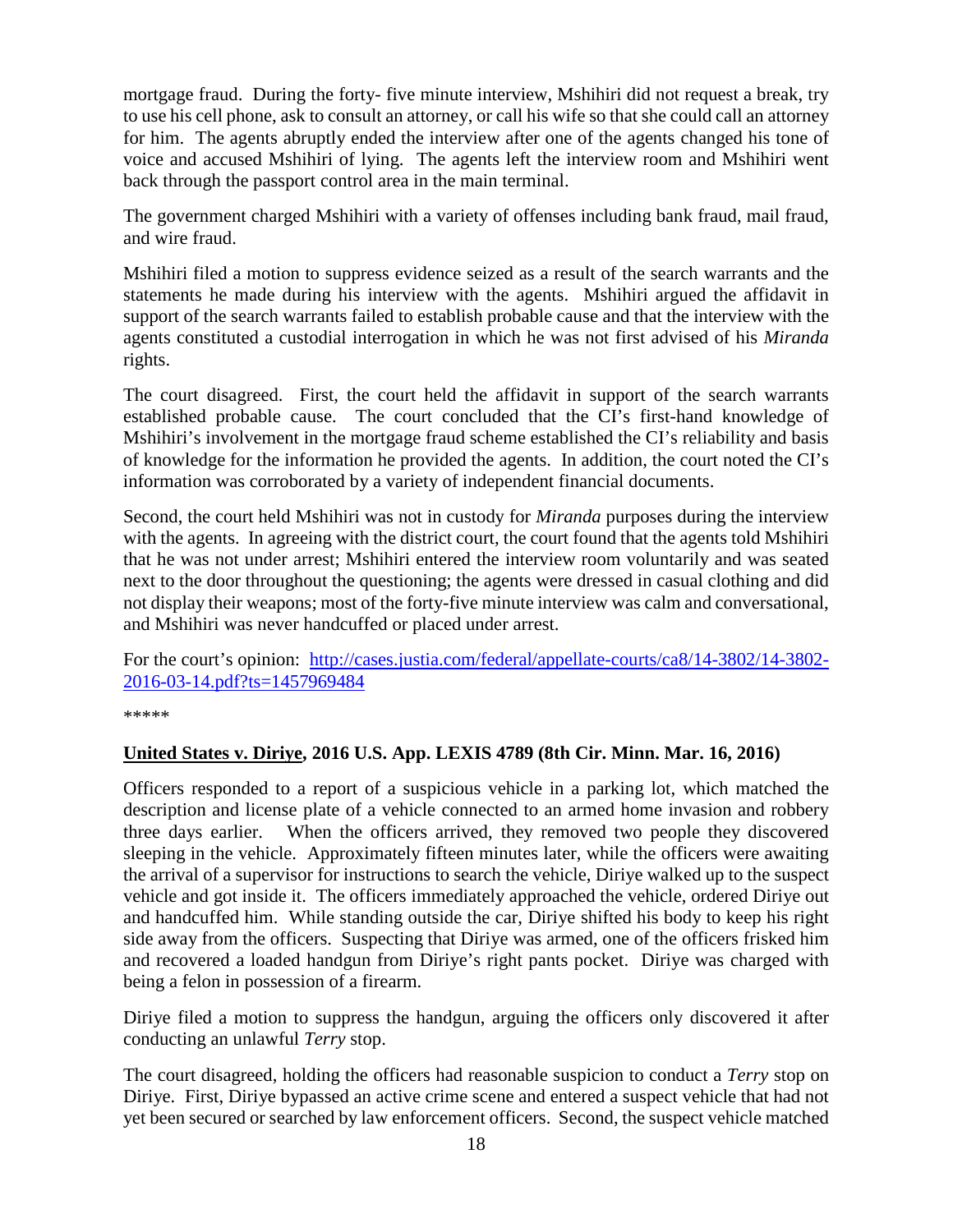mortgage fraud. During the forty- five minute interview, Mshihiri did not request a break, try to use his cell phone, ask to consult an attorney, or call his wife so that she could call an attorney for him. The agents abruptly ended the interview after one of the agents changed his tone of voice and accused Mshihiri of lying. The agents left the interview room and Mshihiri went back through the passport control area in the main terminal.

The government charged Mshihiri with a variety of offenses including bank fraud, mail fraud, and wire fraud.

Mshihiri filed a motion to suppress evidence seized as a result of the search warrants and the statements he made during his interview with the agents. Mshihiri argued the affidavit in support of the search warrants failed to establish probable cause and that the interview with the agents constituted a custodial interrogation in which he was not first advised of his *Miranda* rights.

The court disagreed. First, the court held the affidavit in support of the search warrants established probable cause. The court concluded that the CI's first-hand knowledge of Mshihiri's involvement in the mortgage fraud scheme established the CI's reliability and basis of knowledge for the information he provided the agents. In addition, the court noted the CI's information was corroborated by a variety of independent financial documents.

Second, the court held Mshihiri was not in custody for *Miranda* purposes during the interview with the agents. In agreeing with the district court, the court found that the agents told Mshihiri that he was not under arrest; Mshihiri entered the interview room voluntarily and was seated next to the door throughout the questioning; the agents were dressed in casual clothing and did not display their weapons; most of the forty-five minute interview was calm and conversational, and Mshihiri was never handcuffed or placed under arrest.

For the court's opinion: [http://cases.justia.com/federal/appellate-courts/ca8/14-3802/14-3802-2016-03-14.pdf?ts=1457969484](http://cases.justia.com/federal/appellate-courts/ca8/14-3802/14-3802-2016-03-14.pdf?ts=1457969484)

*****

**United States v. Diriye, 2016 U.S. App. LEXIS 4789 (8th Cir. Minn. Mar. 16, 2016)**

Officers responded to a report of a suspicious vehicle in a parking lot, which matched the description and license plate of a vehicle connected to an armed home invasion and robbery three days earlier. When the officers arrived, they removed two people they discovered sleeping in the vehicle. Approximately fifteen minutes later, while the officers were awaiting the arrival of a supervisor for instructions to search the vehicle, Diriye walked up to the suspect vehicle and got inside it. The officers immediately approached the vehicle, ordered Diriye out and handcuffed him. While standing outside the car, Diriye shifted his body to keep his right side away from the officers. Suspecting that Diriye was armed, one of the officers frisked him and recovered a loaded handgun from Diriye's right pants pocket. Diriye was charged with being a felon in possession of a firearm.

Diriye filed a motion to suppress the handgun, arguing the officers only discovered it after conducting an unlawful *Terry* stop.

The court disagreed, holding the officers had reasonable suspicion to conduct a *Terry* stop on Diriye. First, Diriye bypassed an active crime scene and entered a suspect vehicle that had not yet been secured or searched by law enforcement officers. Second, the suspect vehicle matched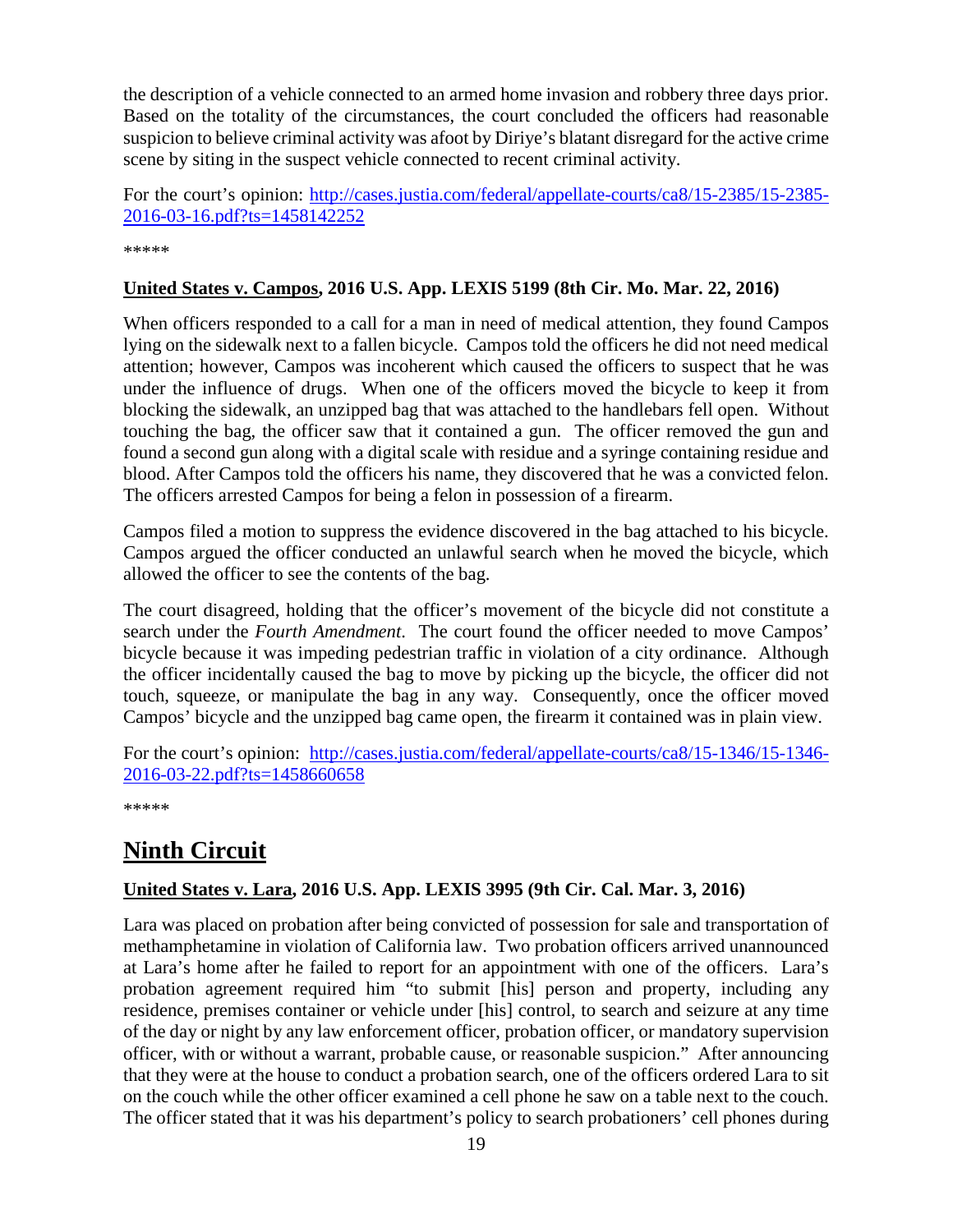the description of a vehicle connected to an armed home invasion and robbery three days prior. Based on the totality of the circumstances, the court concluded the officers had reasonable suspicion to believe criminal activity was afoot by Diriye's blatant disregard for the active crime scene by siting in the suspect vehicle connected to recent criminal activity.

For the court's opinion: [http://cases.justia.com/federal/appellate-courts/ca8/15-2385/15-2385-2016-03-16.pdf?ts=1458142252](http://cases.justia.com/federal/appellate-courts/ca8/15-2385/15-2385-2016-03-16.pdf?ts=1458142252)

*****

**United States v. Campos, 2016 U.S. App. LEXIS 5199 (8th Cir. Mo. Mar. 22, 2016)**

When officers responded to a call for a man in need of medical attention, they found Campos lying on the sidewalk next to a fallen bicycle. Campos told the officers he did not need medical attention; however, Campos was incoherent which caused the officers to suspect that he was under the influence of drugs. When one of the officers moved the bicycle to keep it from blocking the sidewalk, an unzipped bag that was attached to the handlebars fell open. Without touching the bag, the officer saw that it contained a gun. The officer removed the gun and found a second gun along with a digital scale with residue and a syringe containing residue and blood. After Campos told the officers his name, they discovered that he was a convicted felon. The officers arrested Campos for being a felon in possession of a firearm.

Campos filed a motion to suppress the evidence discovered in the bag attached to his bicycle. Campos argued the officer conducted an unlawful search when he moved the bicycle, which allowed the officer to see the contents of the bag.

The court disagreed, holding that the officer's movement of the bicycle did not constitute a search under the *Fourth Amendment*. The court found the officer needed to move Campos' bicycle because it was impeding pedestrian traffic in violation of a city ordinance. Although the officer incidentally caused the bag to move by picking up the bicycle, the officer did not touch, squeeze, or manipulate the bag in any way. Consequently, once the officer moved Campos' bicycle and the unzipped bag came open, the firearm it contained was in plain view.

For the court's opinion: [http://cases.justia.com/federal/appellate-courts/ca8/15-1346/15-1346-2016-03-22.pdf?ts=1458660658](http://cases.justia.com/federal/appellate-courts/ca8/15-1346/15-1346-2016-03-22.pdf?ts=1458660658)

*****

## Ninth Circuit

**United States v. Lara, 2016 U.S. App. LEXIS 3995 (9th Cir. Cal. Mar. 3, 2016)**

Lara was placed on probation after being convicted of possession for sale and transportation of methamphetamine in violation of California law. Two probation officers arrived unannounced at Lara's home after he failed to report for an appointment with one of the officers. Lara's probation agreement required him "to submit [his] person and property, including any residence, premises container or vehicle under [his] control, to search and seizure at any time of the day or night by any law enforcement officer, probation officer, or mandatory supervision officer, with or without a warrant, probable cause, or reasonable suspicion." After announcing that they were at the house to conduct a probation search, one of the officers ordered Lara to sit on the couch while the other officer examined a cell phone he saw on a table next to the couch. The officer stated that it was his department's policy to search probationers' cell phones during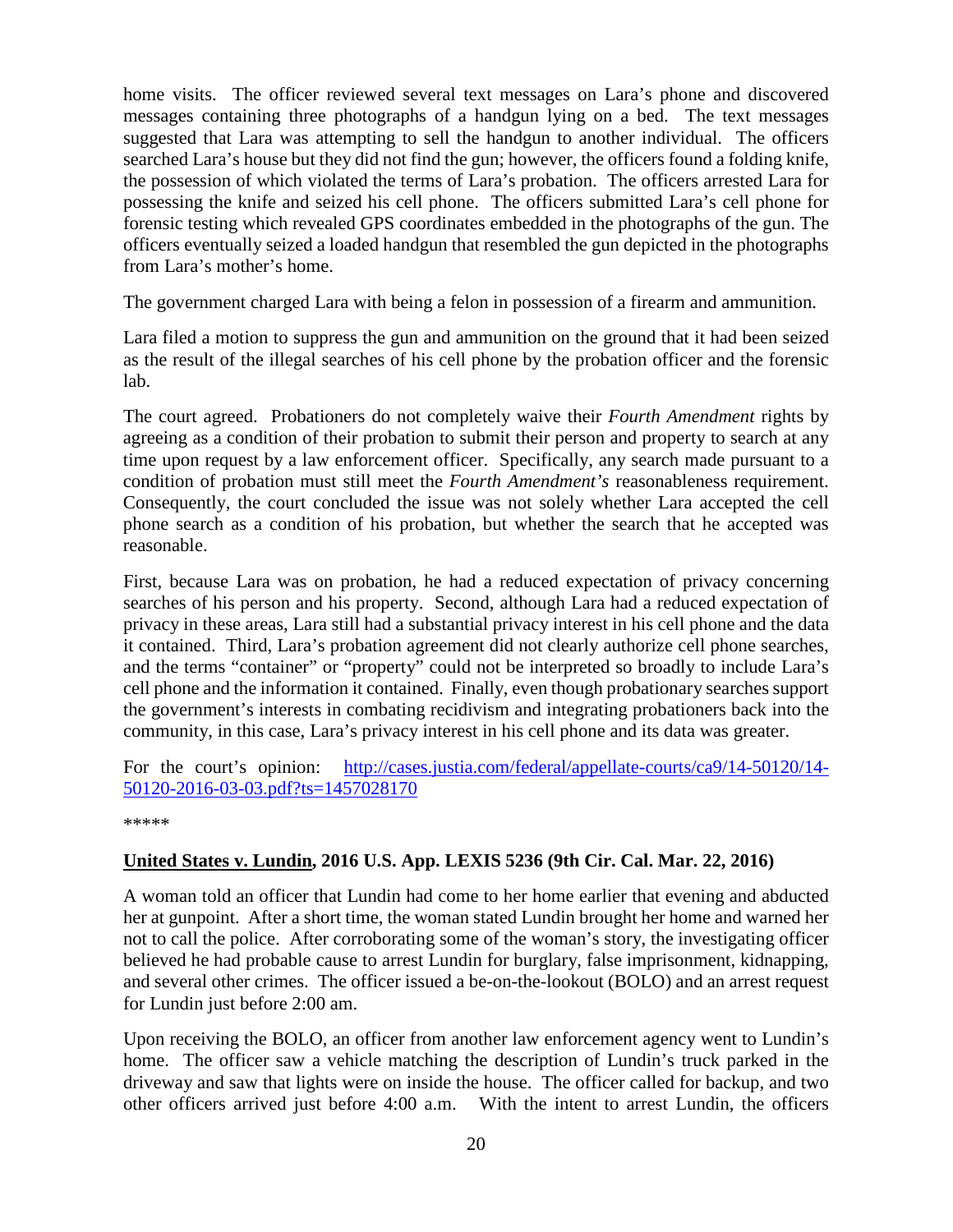home visits. The officer reviewed several text messages on Lara's phone and discovered messages containing three photographs of a handgun lying on a bed. The text messages suggested that Lara was attempting to sell the handgun to another individual. The officers searched Lara's house but they did not find the gun; however, the officers found a folding knife, the possession of which violated the terms of Lara's probation. The officers arrested Lara for possessing the knife and seized his cell phone. The officers submitted Lara's cell phone for forensic testing which revealed GPS coordinates embedded in the photographs of the gun. The officers eventually seized a loaded handgun that resembled the gun depicted in the photographs from Lara's mother's home.

The government charged Lara with being a felon in possession of a firearm and ammunition.

Lara filed a motion to suppress the gun and ammunition on the ground that it had been seized as the result of the illegal searches of his cell phone by the probation officer and the forensic lab.

The court agreed. Probationers do not completely waive their *Fourth Amendment* rights by agreeing as a condition of their probation to submit their person and property to search at any time upon request by a law enforcement officer. Specifically, any search made pursuant to a condition of probation must still meet the *Fourth Amendment's* reasonableness requirement. Consequently, the court concluded the issue was not solely whether Lara accepted the cell phone search as a condition of his probation, but whether the search that he accepted was reasonable.

First, because Lara was on probation, he had a reduced expectation of privacy concerning searches of his person and his property. Second, although Lara had a reduced expectation of privacy in these areas, Lara still had a substantial privacy interest in his cell phone and the data it contained. Third, Lara's probation agreement did not clearly authorize cell phone searches, and the terms "container" or "property" could not be interpreted so broadly to include Lara's cell phone and the information it contained. Finally, even though probationary searches support the government's interests in combating recidivism and integrating probationers back into the community, in this case, Lara's privacy interest in his cell phone and its data was greater.

For the court's opinion: [http://cases.justia.com/federal/appellate-courts/ca9/14-50120/14-50120-2016-03-03.pdf?ts=1457028170](http://cases.justia.com/federal/appellate-courts/ca9/14-50120/14-50120-2016-03-03.pdf?ts=1457028170)

*****

**United States v. Lundin, 2016 U.S. App. LEXIS 5236 (9th Cir. Cal. Mar. 22, 2016)**

A woman told an officer that Lundin had come to her home earlier that evening and abducted her at gunpoint. After a short time, the woman stated Lundin brought her home and warned her not to call the police. After corroborating some of the woman's story, the investigating officer believed he had probable cause to arrest Lundin for burglary, false imprisonment, kidnapping, and several other crimes. The officer issued a be-on-the-lookout (BOLO) and an arrest request for Lundin just before 2:00 am.

Upon receiving the BOLO, an officer from another law enforcement agency went to Lundin's home. The officer saw a vehicle matching the description of Lundin's truck parked in the driveway and saw that lights were on inside the house. The officer called for backup, and two other officers arrived just before 4:00 a.m. With the intent to arrest Lundin, the officers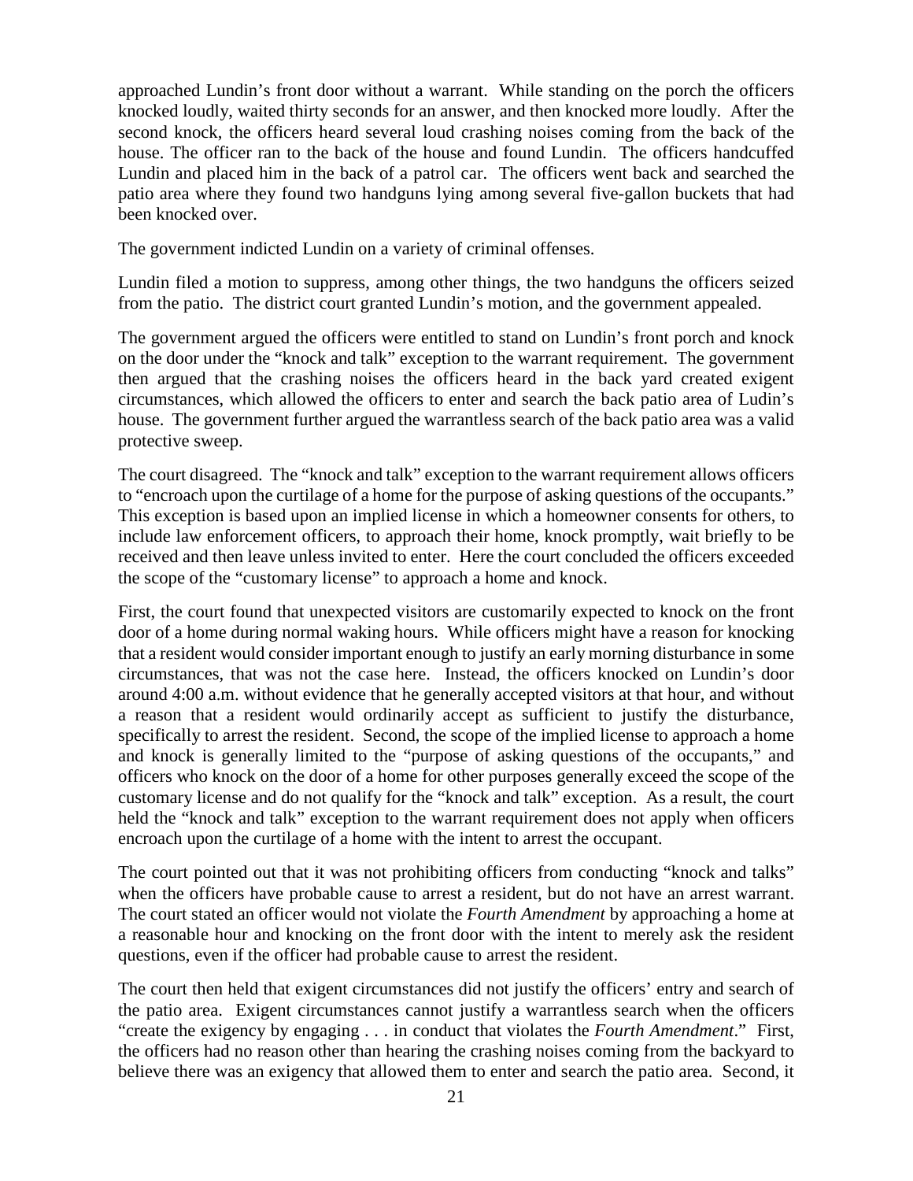approached Lundin's front door without a warrant. While standing on the porch the officers knocked loudly, waited thirty seconds for an answer, and then knocked more loudly. After the second knock, the officers heard several loud crashing noises coming from the back of the house. The officer ran to the back of the house and found Lundin. The officers handcuffed Lundin and placed him in the back of a patrol car. The officers went back and searched the patio area where they found two handguns lying among several five-gallon buckets that had been knocked over.

The government indicted Lundin on a variety of criminal offenses.

Lundin filed a motion to suppress, among other things, the two handguns the officers seized from the patio. The district court granted Lundin's motion, and the government appealed.

The government argued the officers were entitled to stand on Lundin's front porch and knock on the door under the "knock and talk" exception to the warrant requirement. The government then argued that the crashing noises the officers heard in the back yard created exigent circumstances, which allowed the officers to enter and search the back patio area of Ludin's house. The government further argued the warrantless search of the back patio area was a valid protective sweep.

The court disagreed. The "knock and talk" exception to the warrant requirement allows officers to "encroach upon the curtilage of a home for the purpose of asking questions of the occupants." This exception is based upon an implied license in which a homeowner consents for others, to include law enforcement officers, to approach their home, knock promptly, wait briefly to be received and then leave unless invited to enter. Here the court concluded the officers exceeded the scope of the "customary license" to approach a home and knock.

First, the court found that unexpected visitors are customarily expected to knock on the front door of a home during normal waking hours. While officers might have a reason for knocking that a resident would consider important enough to justify an early morning disturbance in some circumstances, that was not the case here. Instead, the officers knocked on Lundin's door around 4:00 a.m. without evidence that he generally accepted visitors at that hour, and without a reason that a resident would ordinarily accept as sufficient to justify the disturbance, specifically to arrest the resident. Second, the scope of the implied license to approach a home and knock is generally limited to the "purpose of asking questions of the occupants," and officers who knock on the door of a home for other purposes generally exceed the scope of the customary license and do not qualify for the "knock and talk" exception. As a result, the court held the "knock and talk" exception to the warrant requirement does not apply when officers encroach upon the curtilage of a home with the intent to arrest the occupant.

The court pointed out that it was not prohibiting officers from conducting "knock and talks" when the officers have probable cause to arrest a resident, but do not have an arrest warrant. The court stated an officer would not violate the *Fourth Amendment* by approaching a home at a reasonable hour and knocking on the front door with the intent to merely ask the resident questions, even if the officer had probable cause to arrest the resident.

The court then held that exigent circumstances did not justify the officers' entry and search of the patio area. Exigent circumstances cannot justify a warrantless search when the officers "create the exigency by engaging . . . in conduct that violates the *Fourth Amendment*." First, the officers had no reason other than hearing the crashing noises coming from the backyard to believe there was an exigency that allowed them to enter and search the patio area. Second, it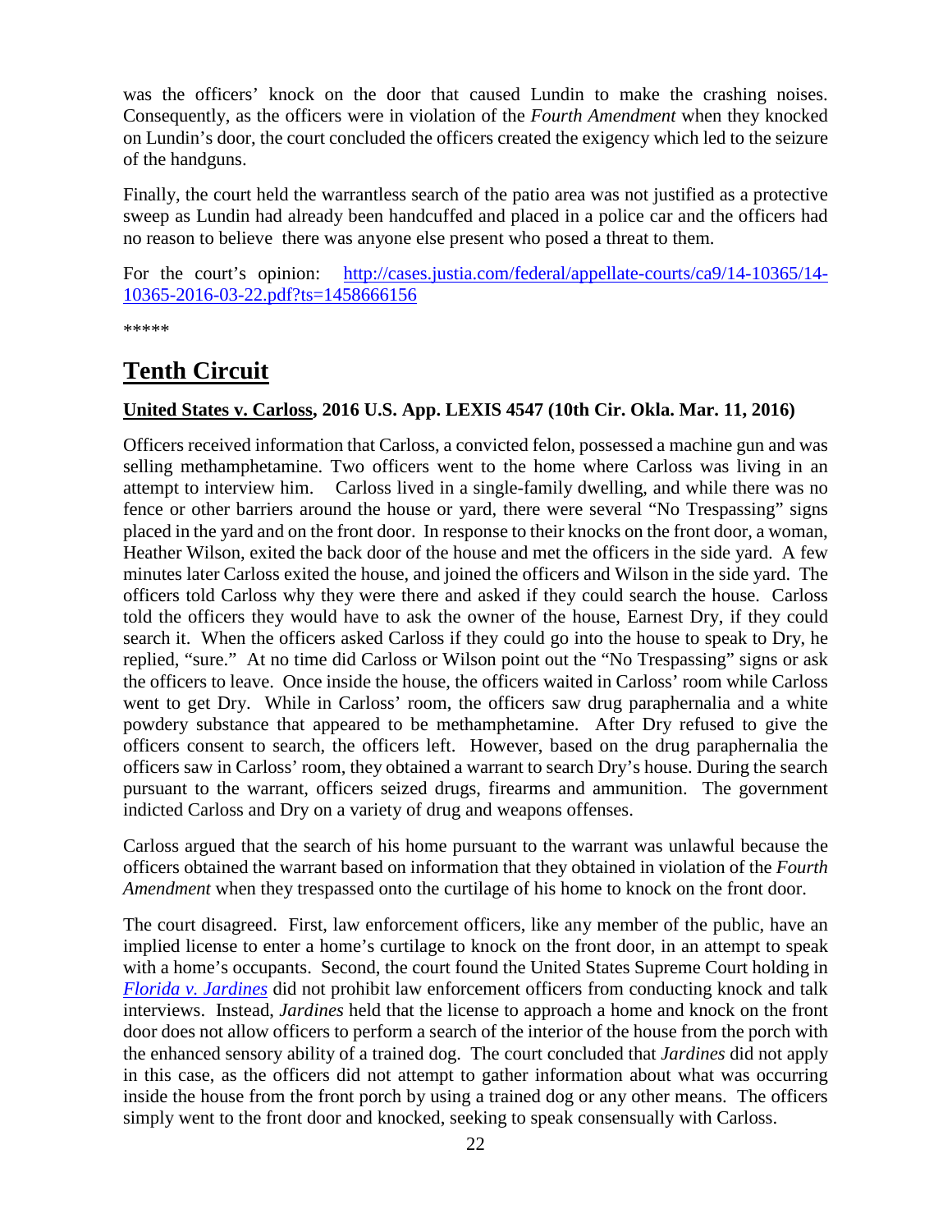was the officers' knock on the door that caused Lundin to make the crashing noises. Consequently, as the officers were in violation of the *Fourth Amendment* when they knocked on Lundin's door, the court concluded the officers created the exigency which led to the seizure of the handguns.

Finally, the court held the warrantless search of the patio area was not justified as a protective sweep as Lundin had already been handcuffed and placed in a police car and the officers had no reason to believe there was anyone else present who posed a threat to them.

For the court's opinion: [http://cases.justia.com/federal/appellate-courts/ca9/14-10365/14-10365-2016-03-22.pdf?ts=1458666156](http://cases.justia.com/federal/appellate-courts/ca9/14-10365/14-10365-2016-03-22.pdf?ts=1458666156)

*****

# Tenth Circuit

### United States v. Carloss, 2016 U.S. App. LEXIS 4547 (10th Cir. Okla. Mar. 11, 2016)

Officers received information that Carloss, a convicted felon, possessed a machine gun and was selling methamphetamine. Two officers went to the home where Carloss was living in an attempt to interview him. Carloss lived in a single-family dwelling, and while there was no fence or other barriers around the house or yard, there were several "No Trespassing" signs placed in the yard and on the front door. In response to their knocks on the front door, a woman, Heather Wilson, exited the back door of the house and met the officers in the side yard. A few minutes later Carloss exited the house, and joined the officers and Wilson in the side yard. The officers told Carloss why they were there and asked if they could search the house. Carloss told the officers they would have to ask the owner of the house, Earnest Dry, if they could search it. When the officers asked Carloss if they could go into the house to speak to Dry, he replied, "sure." At no time did Carloss or Wilson point out the "No Trespassing" signs or ask the officers to leave. Once inside the house, the officers waited in Carloss' room while Carloss went to get Dry. While in Carloss' room, the officers saw drug paraphernalia and a white powdery substance that appeared to be methamphetamine. After Dry refused to give the officers consent to search, the officers left. However, based on the drug paraphernalia the officers saw in Carloss' room, they obtained a warrant to search Dry's house. During the search pursuant to the warrant, officers seized drugs, firearms and ammunition. The government indicted Carloss and Dry on a variety of drug and weapons offenses.

Carloss argued that the search of his home pursuant to the warrant was unlawful because the officers obtained the warrant based on information that they obtained in violation of the *Fourth Amendment* when they trespassed onto the curtilage of his home to knock on the front door.

The court disagreed. First, law enforcement officers, like any member of the public, have an implied license to enter a home's curtilage to knock on the front door, in an attempt to speak with a home's occupants. Second, the court found the United States Supreme Court holding in *Florida v. Jardines* did not prohibit law enforcement officers from conducting knock and talk interviews. Instead, *Jardines* held that the license to approach a home and knock on the front door does not allow officers to perform a search of the interior of the house from the porch with the enhanced sensory ability of a trained dog. The court concluded that *Jardines* did not apply in this case, as the officers did not attempt to gather information about what was occurring inside the house from the front porch by using a trained dog or any other means. The officers simply went to the front door and knocked, seeking to speak consensually with Carloss.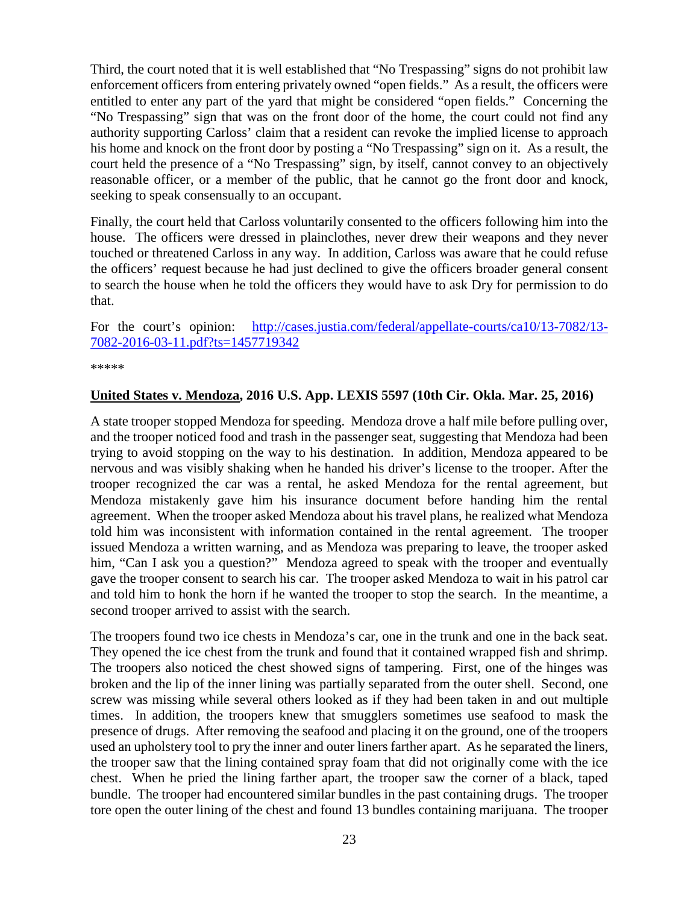Third, the court noted that it is well established that "No Trespassing" signs do not prohibit law enforcement officers from entering privately owned "open fields." As a result, the officers were entitled to enter any part of the yard that might be considered "open fields." Concerning the "No Trespassing" sign that was on the front door of the home, the court could not find any authority supporting Carloss' claim that a resident can revoke the implied license to approach his home and knock on the front door by posting a "No Trespassing" sign on it. As a result, the court held the presence of a "No Trespassing" sign, by itself, cannot convey to an objectively reasonable officer, or a member of the public, that he cannot go the front door and knock, seeking to speak consensually to an occupant.

Finally, the court held that Carloss voluntarily consented to the officers following him into the house. The officers were dressed in plainclothes, never drew their weapons and they never touched or threatened Carloss in any way. In addition, Carloss was aware that he could refuse the officers' request because he had just declined to give the officers broader general consent to search the house when he told the officers they would have to ask Dry for permission to do that.

For the court's opinion: [http://cases.justia.com/federal/appellate-courts/ca10/13-7082/13-7082-2016-03-11.pdf?ts=1457719342](http://cases.justia.com/federal/appellate-courts/ca10/13-7082/13-7082-2016-03-11.pdf?ts=1457719342)

*****

**United States v. Mendoza, 2016 U.S. App. LEXIS 5597 (10th Cir. Okla. Mar. 25, 2016)**

A state trooper stopped Mendoza for speeding. Mendoza drove a half mile before pulling over, and the trooper noticed food and trash in the passenger seat, suggesting that Mendoza had been trying to avoid stopping on the way to his destination. In addition, Mendoza appeared to be nervous and was visibly shaking when he handed his driver's license to the trooper. After the trooper recognized the car was a rental, he asked Mendoza for the rental agreement, but Mendoza mistakenly gave him his insurance document before handing him the rental agreement. When the trooper asked Mendoza about his travel plans, he realized what Mendoza told him was inconsistent with information contained in the rental agreement. The trooper issued Mendoza a written warning, and as Mendoza was preparing to leave, the trooper asked him, "Can I ask you a question?" Mendoza agreed to speak with the trooper and eventually gave the trooper consent to search his car. The trooper asked Mendoza to wait in his patrol car and told him to honk the horn if he wanted the trooper to stop the search. In the meantime, a second trooper arrived to assist with the search.

The troopers found two ice chests in Mendoza's car, one in the trunk and one in the back seat. They opened the ice chest from the trunk and found that it contained wrapped fish and shrimp. The troopers also noticed the chest showed signs of tampering. First, one of the hinges was broken and the lip of the inner lining was partially separated from the outer shell. Second, one screw was missing while several others looked as if they had been taken in and out multiple times. In addition, the troopers knew that smugglers sometimes use seafood to mask the presence of drugs. After removing the seafood and placing it on the ground, one of the troopers used an upholstery tool to pry the inner and outer liners farther apart. As he separated the liners, the trooper saw that the lining contained spray foam that did not originally come with the ice chest. When he pried the lining farther apart, the trooper saw the corner of a black, taped bundle. The trooper had encountered similar bundles in the past containing drugs. The trooper tore open the outer lining of the chest and found 13 bundles containing marijuana. The trooper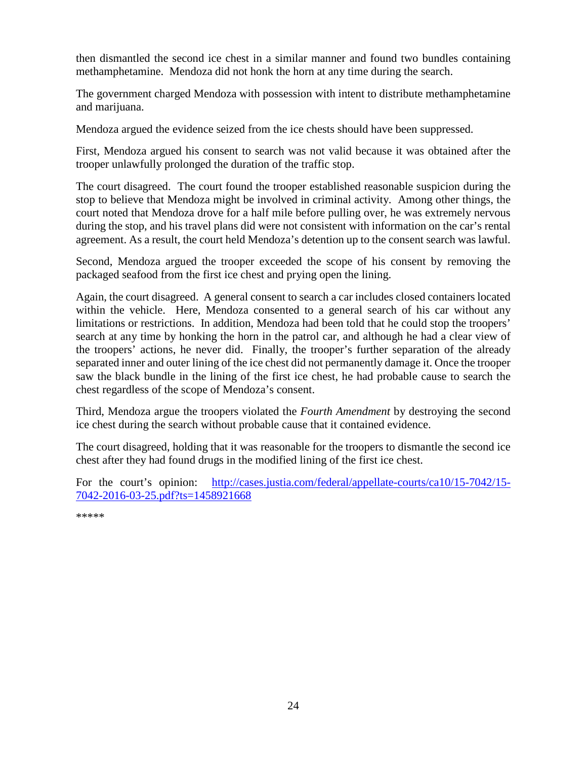then dismantled the second ice chest in a similar manner and found two bundles containing methamphetamine. Mendoza did not honk the horn at any time during the search.

The government charged Mendoza with possession with intent to distribute methamphetamine and marijuana.

Mendoza argued the evidence seized from the ice chests should have been suppressed.

First, Mendoza argued his consent to search was not valid because it was obtained after the trooper unlawfully prolonged the duration of the traffic stop.

The court disagreed. The court found the trooper established reasonable suspicion during the stop to believe that Mendoza might be involved in criminal activity. Among other things, the court noted that Mendoza drove for a half mile before pulling over, he was extremely nervous during the stop, and his travel plans did were not consistent with information on the car's rental agreement. As a result, the court held Mendoza's detention up to the consent search was lawful.

Second, Mendoza argued the trooper exceeded the scope of his consent by removing the packaged seafood from the first ice chest and prying open the lining.

Again, the court disagreed. A general consent to search a car includes closed containers located within the vehicle. Here, Mendoza consented to a general search of his car without any limitations or restrictions. In addition, Mendoza had been told that he could stop the troopers' search at any time by honking the horn in the patrol car, and although he had a clear view of the troopers' actions, he never did. Finally, the trooper's further separation of the already separated inner and outer lining of the ice chest did not permanently damage it. Once the trooper saw the black bundle in the lining of the first ice chest, he had probable cause to search the chest regardless of the scope of Mendoza's consent.

Third, Mendoza argue the troopers violated the *Fourth Amendment* by destroying the second ice chest during the search without probable cause that it contained evidence.

The court disagreed, holding that it was reasonable for the troopers to dismantle the second ice chest after they had found drugs in the modified lining of the first ice chest.

For the court's opinion: [http://cases.justia.com/federal/appellate-courts/ca10/15-7042/15-7042-2016-03-25.pdf?ts=1458921668](http://cases.justia.com/federal/appellate-courts/ca10/15-7042/15-7042-2016-03-25.pdf?ts=1458921668)

*****